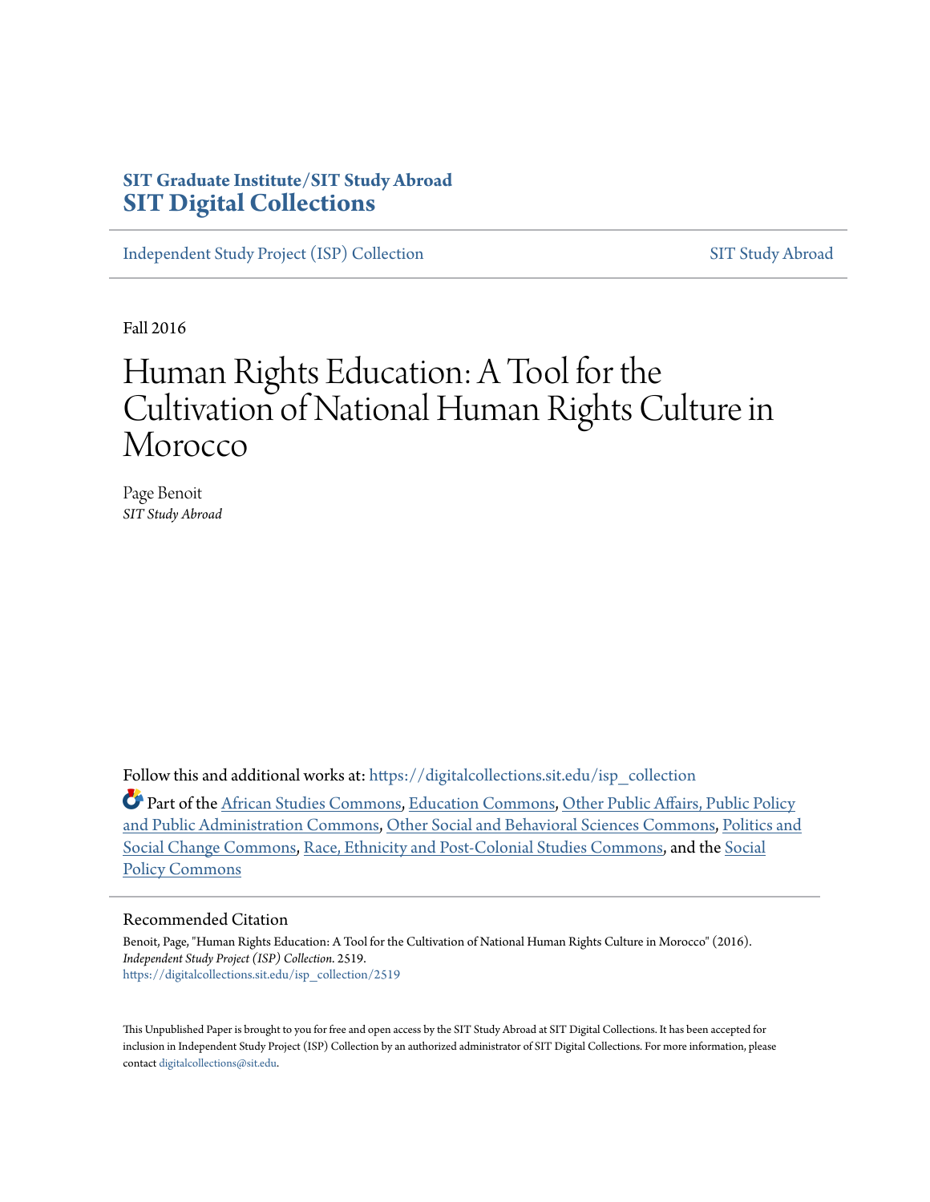SIT Graduate Institute/SIT Study Abroad
**SIT Digital Collections**

Independent Study Project (ISP) Collection | SIT Study Abroad

Fall 2016

# Human Rights Education: A Tool for the Cultivation of National Human Rights Culture in Morocco

Page Benoit
*SIT Study Abroad*

Follow this and additional works at: https://digitalcollections.sit.edu/isp_collection

Part of the African Studies Commons, Education Commons, Other Public Affairs, Public Policy and Public Administration Commons, Other Social and Behavioral Sciences Commons, Politics and Social Change Commons, Race, Ethnicity and Post-Colonial Studies Commons, and the Social Policy Commons

## Recommended Citation

Benoit, Page, "Human Rights Education: A Tool for the Cultivation of National Human Rights Culture in Morocco" (2016). *Independent Study Project (ISP) Collection*. 2519.
https://digitalcollections.sit.edu/isp_collection/2519

This Unpublished Paper is brought to you for free and open access by the SIT Study Abroad at SIT Digital Collections. It has been accepted for inclusion in Independent Study Project (ISP) Collection by an authorized administrator of SIT Digital Collections. For more information, please contact digitalcollections@sit.edu.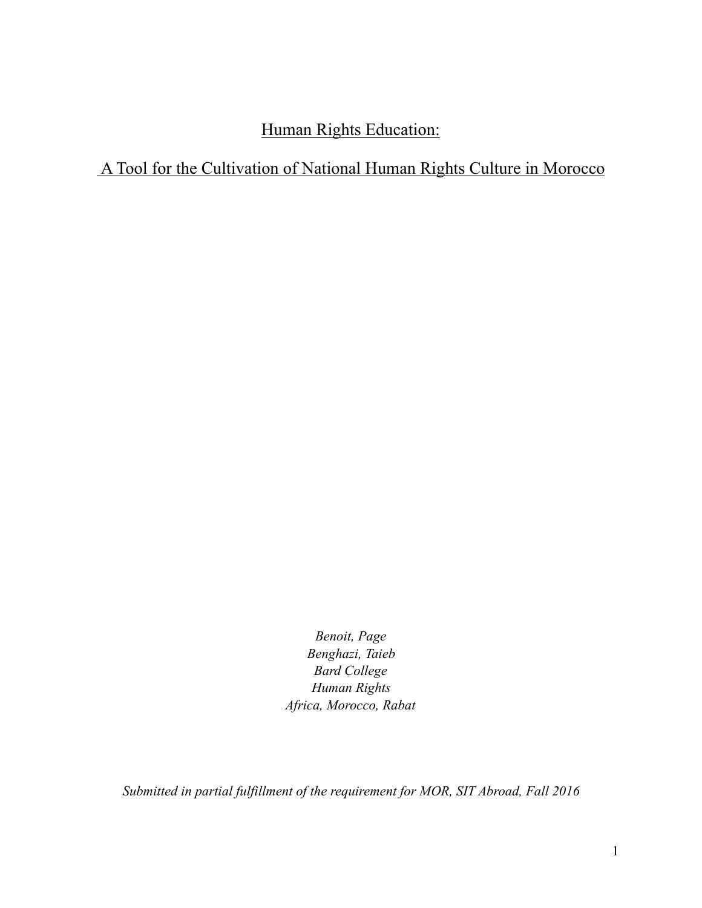# Human Rights Education:

# A Tool for the Cultivation of National Human Rights Culture in Morocco

*Benoit, Page*
*Benghazi, Taieb*
*Bard College*
*Human Rights*
*Africa, Morocco, Rabat*

*Submitted in partial fulfillment of the requirement for MOR, SIT Abroad, Fall 2016*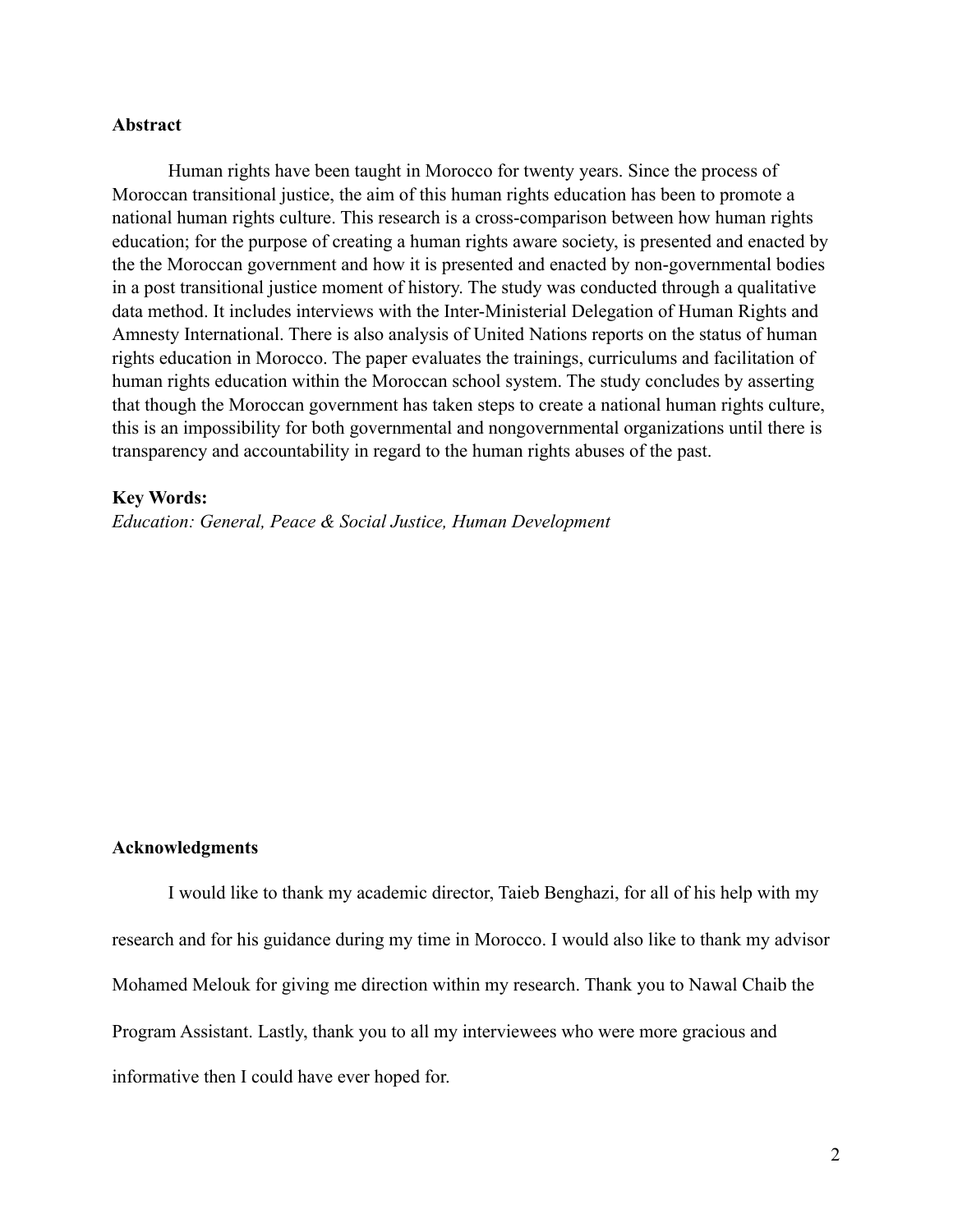## Abstract

Human rights have been taught in Morocco for twenty years. Since the process of Moroccan transitional justice, the aim of this human rights education has been to promote a national human rights culture. This research is a cross-comparison between how human rights education; for the purpose of creating a human rights aware society, is presented and enacted by the the Moroccan government and how it is presented and enacted by non-governmental bodies in a post transitional justice moment of history. The study was conducted through a qualitative data method. It includes interviews with the Inter-Ministerial Delegation of Human Rights and Amnesty International. There is also analysis of United Nations reports on the status of human rights education in Morocco. The paper evaluates the trainings, curriculums and facilitation of human rights education within the Moroccan school system. The study concludes by asserting that though the Moroccan government has taken steps to create a national human rights culture, this is an impossibility for both governmental and nongovernmental organizations until there is transparency and accountability in regard to the human rights abuses of the past.

**Key Words:**
*Education: General, Peace & Social Justice, Human Development*

## Acknowledgments

I would like to thank my academic director, Taieb Benghazi, for all of his help with my research and for his guidance during my time in Morocco. I would also like to thank my advisor Mohamed Melouk for giving me direction within my research. Thank you to Nawal Chaib the Program Assistant. Lastly, thank you to all my interviewees who were more gracious and informative then I could have ever hoped for.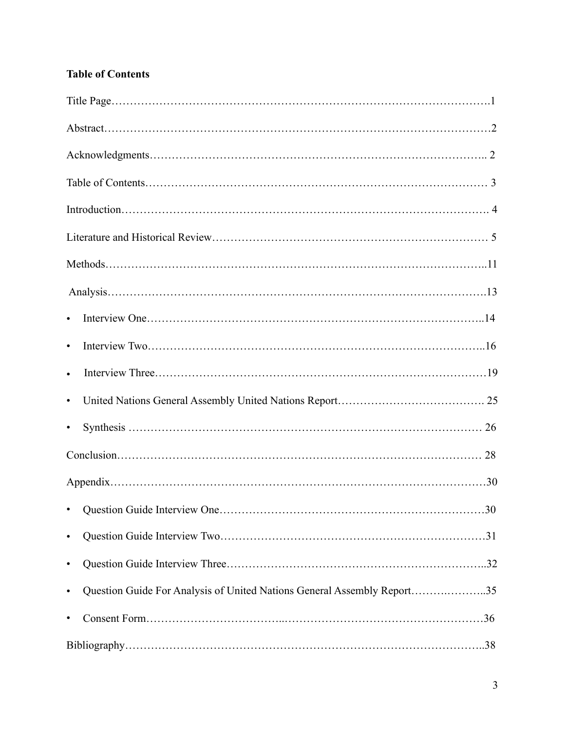**Table of Contents**

Title Page……………………………………………………………………………………….1

Abstract…………………………………………………………………………………………2

Acknowledgments…………………………………………………………………………….. 2

Table of Contents……………………………………………………………………………… 3

Introduction…………………………………………………………………………………… 4

Literature and Historical Review……………………………………………………………… 5

Methods………………………………………………………………………………………..11

Analysis……………………………………………………………………………………….13

- Interview One…………………………………………………………………………..14
- Interview Two…………………………………………………………………………..16
- Interview Three…………………………………………………………………………19
- United Nations General Assembly United Nations Report…………………………………. 25
- Synthesis ……………………………………………………………………………… 26

Conclusion…………………………………………………………………………………… 28

Appendix………………………………………………………………………………………30

- Question Guide Interview One…………………………………………………………30
- Question Guide Interview Two…………………………………………………………31
- Question Guide Interview Three………………………………………………………..32
- Question Guide For Analysis of United Nations General Assembly Report…………..35
- Consent Form……………………………………………………………………………36

Bibliography…………………………………………………………………………………..38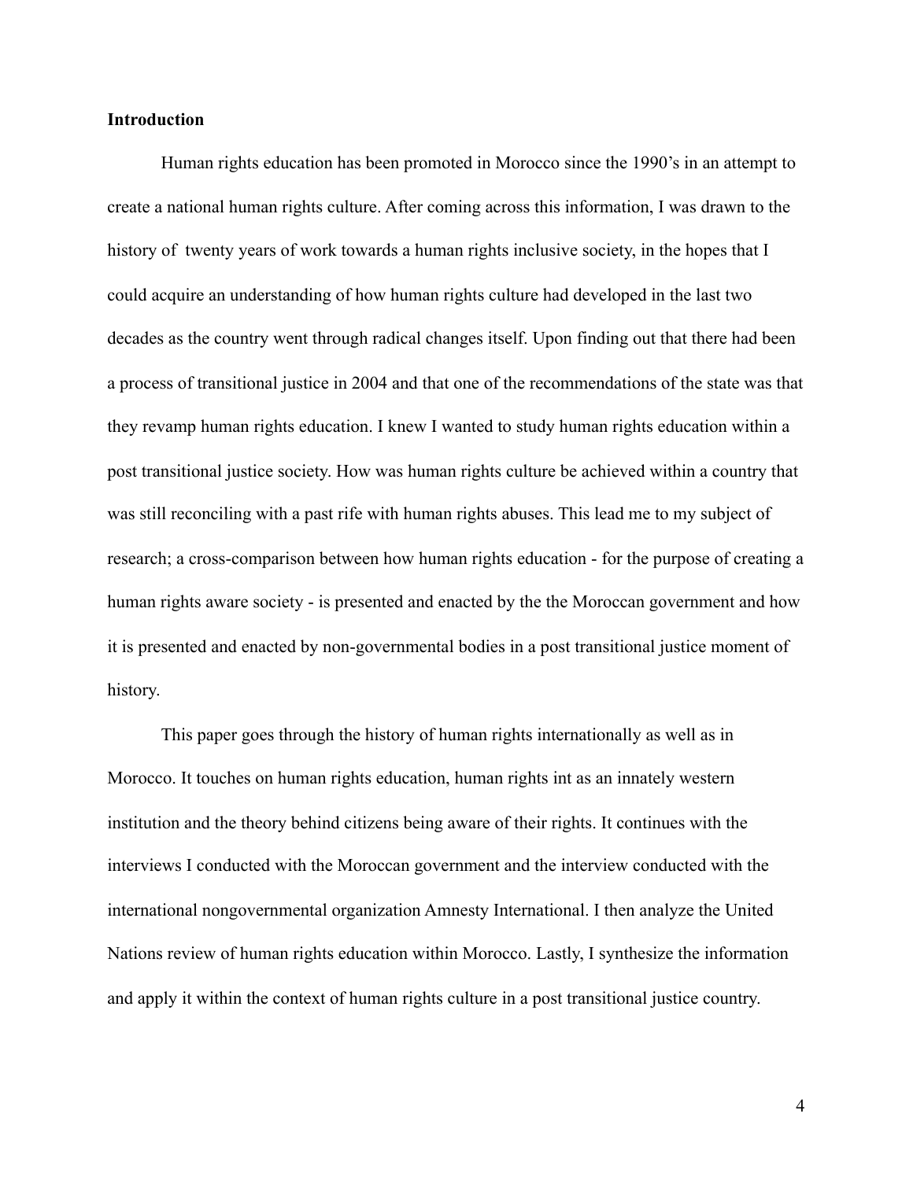**Introduction**

Human rights education has been promoted in Morocco since the 1990's in an attempt to create a national human rights culture. After coming across this information, I was drawn to the history of twenty years of work towards a human rights inclusive society, in the hopes that I could acquire an understanding of how human rights culture had developed in the last two decades as the country went through radical changes itself. Upon finding out that there had been a process of transitional justice in 2004 and that one of the recommendations of the state was that they revamp human rights education. I knew I wanted to study human rights education within a post transitional justice society. How was human rights culture be achieved within a country that was still reconciling with a past rife with human rights abuses. This lead me to my subject of research; a cross-comparison between how human rights education - for the purpose of creating a human rights aware society - is presented and enacted by the the Moroccan government and how it is presented and enacted by non-governmental bodies in a post transitional justice moment of history.

This paper goes through the history of human rights internationally as well as in Morocco. It touches on human rights education, human rights int as an innately western institution and the theory behind citizens being aware of their rights. It continues with the interviews I conducted with the Moroccan government and the interview conducted with the international nongovernmental organization Amnesty International. I then analyze the United Nations review of human rights education within Morocco. Lastly, I synthesize the information and apply it within the context of human rights culture in a post transitional justice country.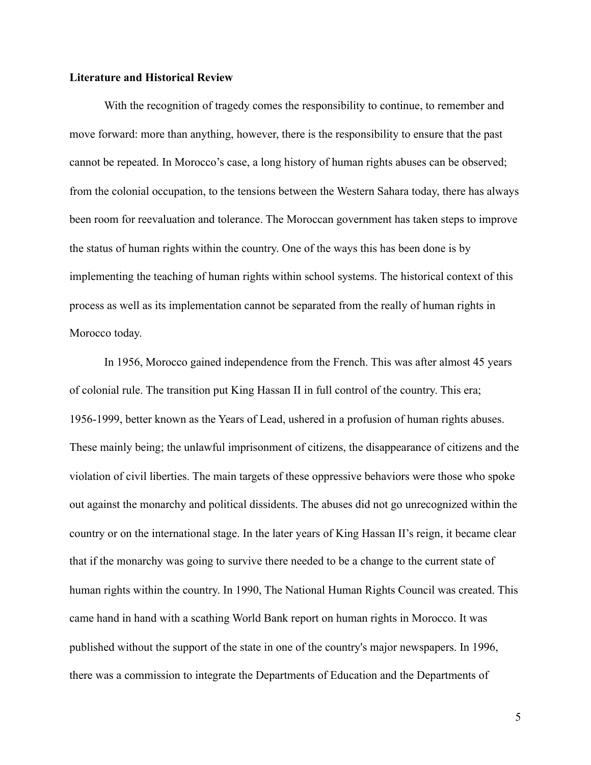**Literature and Historical Review**

With the recognition of tragedy comes the responsibility to continue, to remember and move forward: more than anything, however, there is the responsibility to ensure that the past cannot be repeated. In Morocco's case, a long history of human rights abuses can be observed; from the colonial occupation, to the tensions between the Western Sahara today, there has always been room for reevaluation and tolerance. The Moroccan government has taken steps to improve the status of human rights within the country. One of the ways this has been done is by implementing the teaching of human rights within school systems. The historical context of this process as well as its implementation cannot be separated from the really of human rights in Morocco today.

In 1956, Morocco gained independence from the French. This was after almost 45 years of colonial rule. The transition put King Hassan II in full control of the country. This era; 1956-1999, better known as the Years of Lead, ushered in a profusion of human rights abuses. These mainly being; the unlawful imprisonment of citizens, the disappearance of citizens and the violation of civil liberties. The main targets of these oppressive behaviors were those who spoke out against the monarchy and political dissidents. The abuses did not go unrecognized within the country or on the international stage. In the later years of King Hassan II's reign, it became clear that if the monarchy was going to survive there needed to be a change to the current state of human rights within the country. In 1990, The National Human Rights Council was created. This came hand in hand with a scathing World Bank report on human rights in Morocco. It was published without the support of the state in one of the country's major newspapers. In 1996, there was a commission to integrate the Departments of Education and the Departments of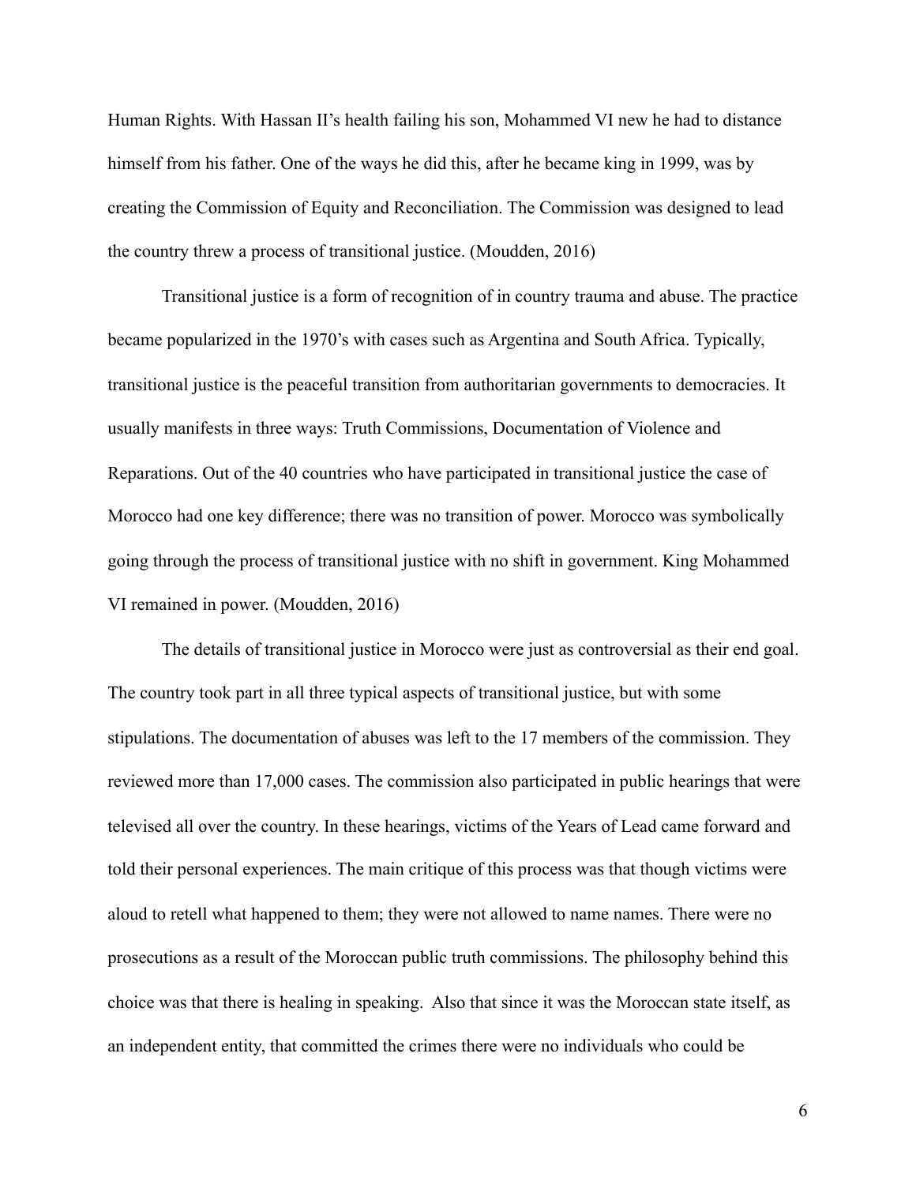Human Rights. With Hassan II's health failing his son, Mohammed VI new he had to distance himself from his father. One of the ways he did this, after he became king in 1999, was by creating the Commission of Equity and Reconciliation. The Commission was designed to lead the country threw a process of transitional justice. (Moudden, 2016)

Transitional justice is a form of recognition of in country trauma and abuse. The practice became popularized in the 1970's with cases such as Argentina and South Africa. Typically, transitional justice is the peaceful transition from authoritarian governments to democracies. It usually manifests in three ways: Truth Commissions, Documentation of Violence and Reparations. Out of the 40 countries who have participated in transitional justice the case of Morocco had one key difference; there was no transition of power. Morocco was symbolically going through the process of transitional justice with no shift in government. King Mohammed VI remained in power. (Moudden, 2016)

The details of transitional justice in Morocco were just as controversial as their end goal. The country took part in all three typical aspects of transitional justice, but with some stipulations. The documentation of abuses was left to the 17 members of the commission. They reviewed more than 17,000 cases. The commission also participated in public hearings that were televised all over the country. In these hearings, victims of the Years of Lead came forward and told their personal experiences. The main critique of this process was that though victims were aloud to retell what happened to them; they were not allowed to name names. There were no prosecutions as a result of the Moroccan public truth commissions. The philosophy behind this choice was that there is healing in speaking. Also that since it was the Moroccan state itself, as an independent entity, that committed the crimes there were no individuals who could be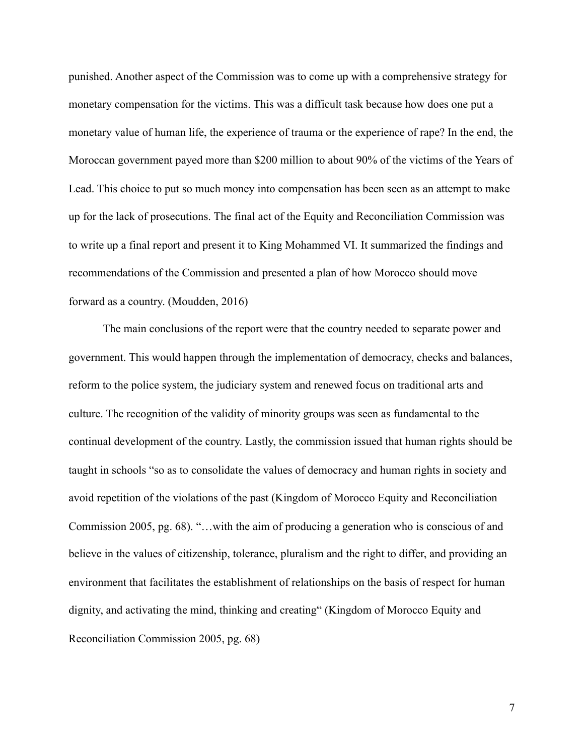punished. Another aspect of the Commission was to come up with a comprehensive strategy for monetary compensation for the victims. This was a difficult task because how does one put a monetary value of human life, the experience of trauma or the experience of rape? In the end, the Moroccan government payed more than $200 million to about 90% of the victims of the Years of Lead. This choice to put so much money into compensation has been seen as an attempt to make up for the lack of prosecutions. The final act of the Equity and Reconciliation Commission was to write up a final report and present it to King Mohammed VI. It summarized the findings and recommendations of the Commission and presented a plan of how Morocco should move forward as a country. (Moudden, 2016)

The main conclusions of the report were that the country needed to separate power and government. This would happen through the implementation of democracy, checks and balances, reform to the police system, the judiciary system and renewed focus on traditional arts and culture. The recognition of the validity of minority groups was seen as fundamental to the continual development of the country. Lastly, the commission issued that human rights should be taught in schools "so as to consolidate the values of democracy and human rights in society and avoid repetition of the violations of the past (Kingdom of Morocco Equity and Reconciliation Commission 2005, pg. 68). "…with the aim of producing a generation who is conscious of and believe in the values of citizenship, tolerance, pluralism and the right to differ, and providing an environment that facilitates the establishment of relationships on the basis of respect for human dignity, and activating the mind, thinking and creating" (Kingdom of Morocco Equity and Reconciliation Commission 2005, pg. 68)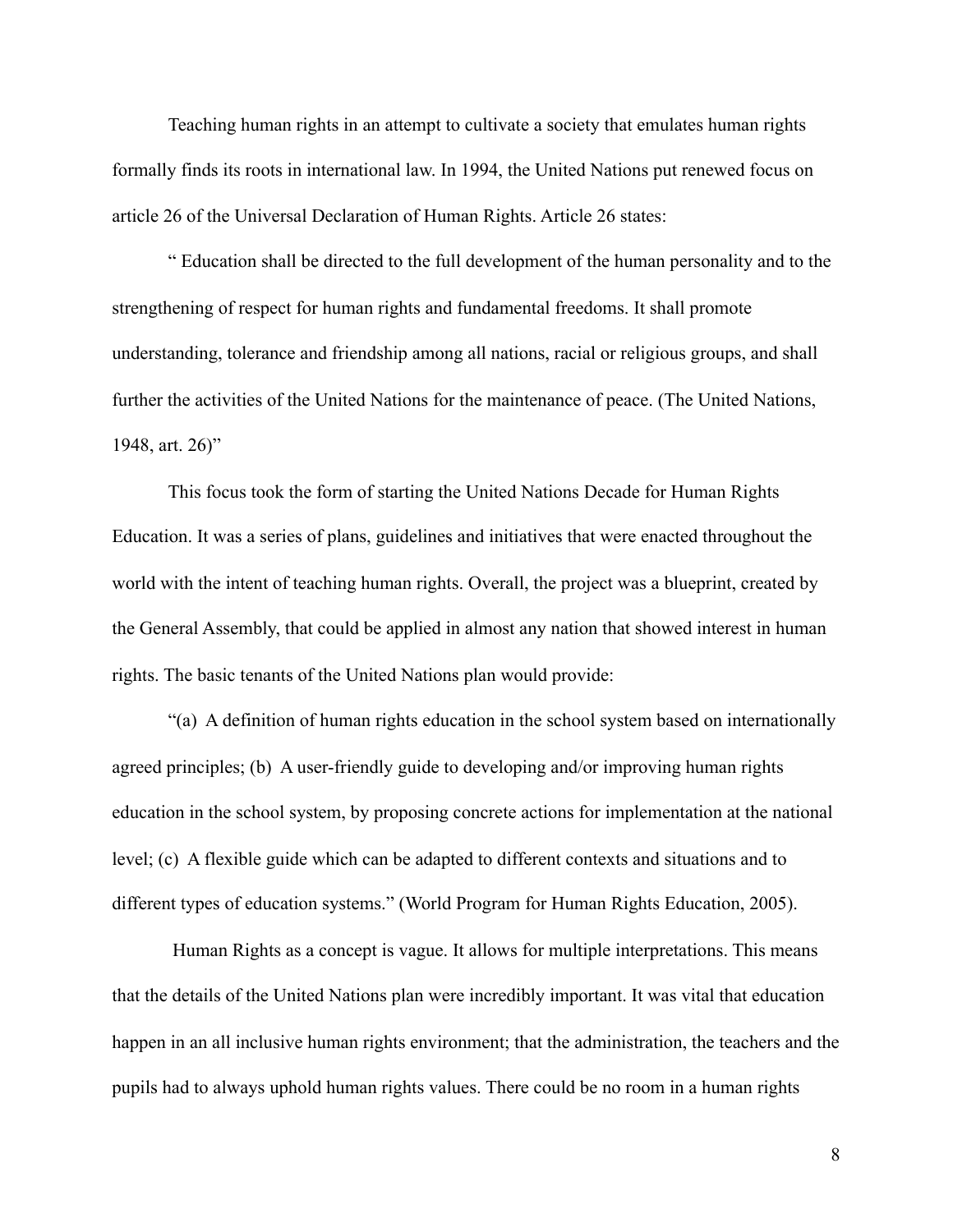Teaching human rights in an attempt to cultivate a society that emulates human rights formally finds its roots in international law. In 1994, the United Nations put renewed focus on article 26 of the Universal Declaration of Human Rights. Article 26 states:

" Education shall be directed to the full development of the human personality and to the strengthening of respect for human rights and fundamental freedoms. It shall promote understanding, tolerance and friendship among all nations, racial or religious groups, and shall further the activities of the United Nations for the maintenance of peace. (The United Nations, 1948, art. 26)"

This focus took the form of starting the United Nations Decade for Human Rights Education. It was a series of plans, guidelines and initiatives that were enacted throughout the world with the intent of teaching human rights. Overall, the project was a blueprint, created by the General Assembly, that could be applied in almost any nation that showed interest in human rights. The basic tenants of the United Nations plan would provide:

"(a) A definition of human rights education in the school system based on internationally agreed principles; (b) A user-friendly guide to developing and/or improving human rights education in the school system, by proposing concrete actions for implementation at the national level; (c) A flexible guide which can be adapted to different contexts and situations and to different types of education systems." (World Program for Human Rights Education, 2005).

Human Rights as a concept is vague. It allows for multiple interpretations. This means that the details of the United Nations plan were incredibly important. It was vital that education happen in an all inclusive human rights environment; that the administration, the teachers and the pupils had to always uphold human rights values. There could be no room in a human rights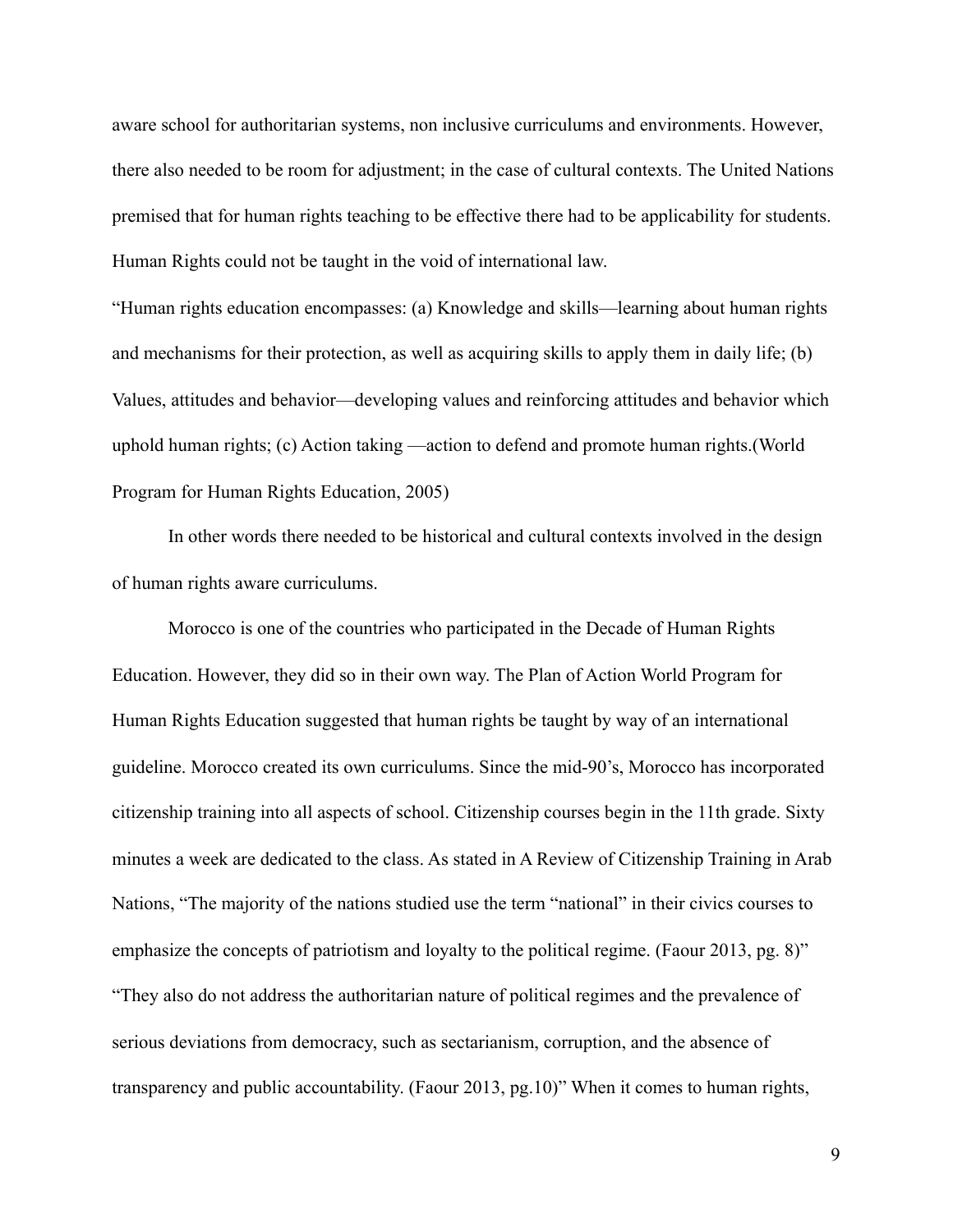aware school for authoritarian systems, non inclusive curriculums and environments. However, there also needed to be room for adjustment; in the case of cultural contexts. The United Nations premised that for human rights teaching to be effective there had to be applicability for students. Human Rights could not be taught in the void of international law.

"Human rights education encompasses: (a) Knowledge and skills—learning about human rights and mechanisms for their protection, as well as acquiring skills to apply them in daily life; (b) Values, attitudes and behavior—developing values and reinforcing attitudes and behavior which uphold human rights; (c) Action taking —action to defend and promote human rights.(World Program for Human Rights Education, 2005)

In other words there needed to be historical and cultural contexts involved in the design of human rights aware curriculums.

Morocco is one of the countries who participated in the Decade of Human Rights Education. However, they did so in their own way. The Plan of Action World Program for Human Rights Education suggested that human rights be taught by way of an international guideline. Morocco created its own curriculums. Since the mid-90's, Morocco has incorporated citizenship training into all aspects of school. Citizenship courses begin in the 11th grade. Sixty minutes a week are dedicated to the class. As stated in A Review of Citizenship Training in Arab Nations, "The majority of the nations studied use the term "national" in their civics courses to emphasize the concepts of patriotism and loyalty to the political regime. (Faour 2013, pg. 8)" "They also do not address the authoritarian nature of political regimes and the prevalence of serious deviations from democracy, such as sectarianism, corruption, and the absence of transparency and public accountability. (Faour 2013, pg.10)" When it comes to human rights,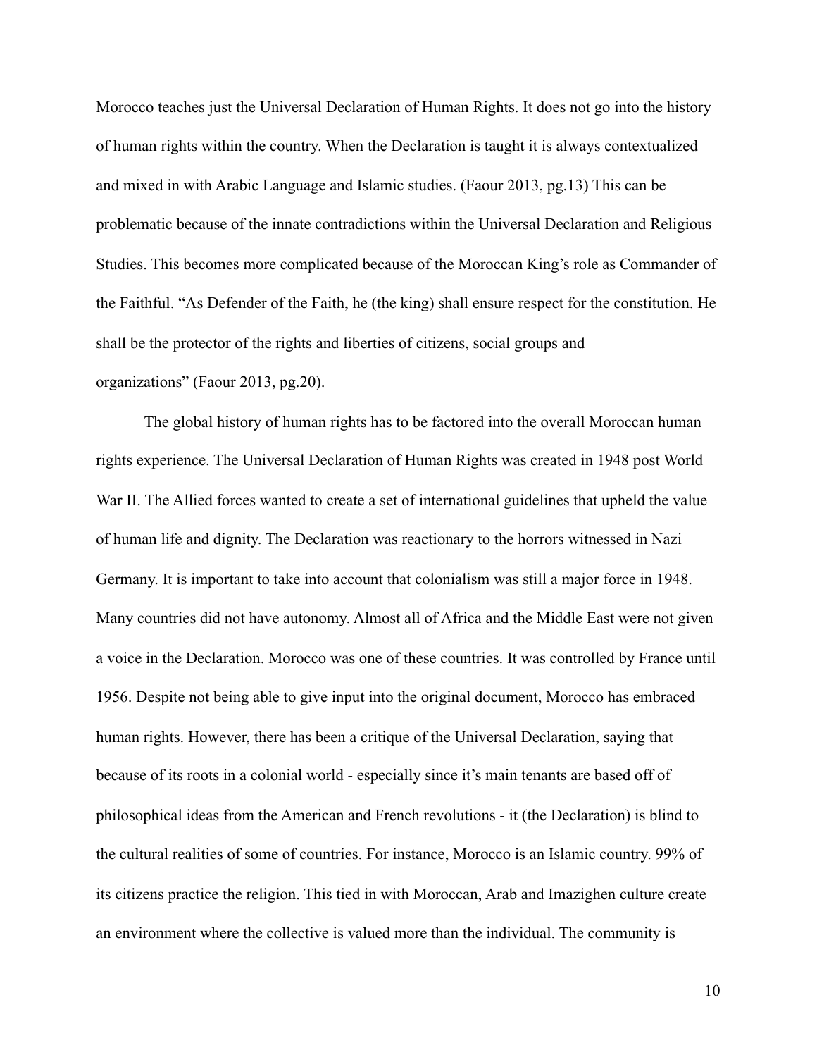Morocco teaches just the Universal Declaration of Human Rights. It does not go into the history of human rights within the country. When the Declaration is taught it is always contextualized and mixed in with Arabic Language and Islamic studies. (Faour 2013, pg.13) This can be problematic because of the innate contradictions within the Universal Declaration and Religious Studies. This becomes more complicated because of the Moroccan King's role as Commander of the Faithful. "As Defender of the Faith, he (the king) shall ensure respect for the constitution. He shall be the protector of the rights and liberties of citizens, social groups and organizations" (Faour 2013, pg.20).

The global history of human rights has to be factored into the overall Moroccan human rights experience. The Universal Declaration of Human Rights was created in 1948 post World War II. The Allied forces wanted to create a set of international guidelines that upheld the value of human life and dignity. The Declaration was reactionary to the horrors witnessed in Nazi Germany. It is important to take into account that colonialism was still a major force in 1948. Many countries did not have autonomy. Almost all of Africa and the Middle East were not given a voice in the Declaration. Morocco was one of these countries. It was controlled by France until 1956. Despite not being able to give input into the original document, Morocco has embraced human rights. However, there has been a critique of the Universal Declaration, saying that because of its roots in a colonial world - especially since it's main tenants are based off of philosophical ideas from the American and French revolutions - it (the Declaration) is blind to the cultural realities of some of countries. For instance, Morocco is an Islamic country. 99% of its citizens practice the religion. This tied in with Moroccan, Arab and Imazighen culture create an environment where the collective is valued more than the individual. The community is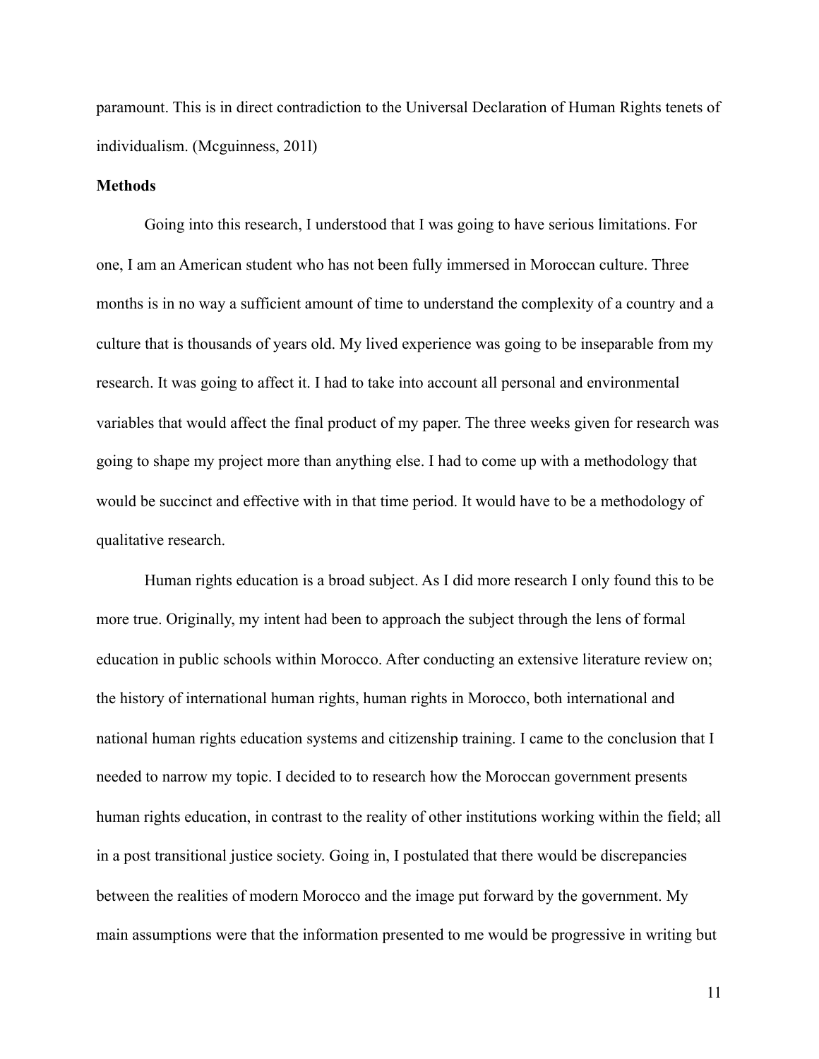paramount. This is in direct contradiction to the Universal Declaration of Human Rights tenets of individualism. (Mcguinness, 2011)

**Methods**

Going into this research, I understood that I was going to have serious limitations. For one, I am an American student who has not been fully immersed in Moroccan culture. Three months is in no way a sufficient amount of time to understand the complexity of a country and a culture that is thousands of years old. My lived experience was going to be inseparable from my research. It was going to affect it. I had to take into account all personal and environmental variables that would affect the final product of my paper. The three weeks given for research was going to shape my project more than anything else. I had to come up with a methodology that would be succinct and effective with in that time period. It would have to be a methodology of qualitative research.

Human rights education is a broad subject. As I did more research I only found this to be more true. Originally, my intent had been to approach the subject through the lens of formal education in public schools within Morocco. After conducting an extensive literature review on; the history of international human rights, human rights in Morocco, both international and national human rights education systems and citizenship training. I came to the conclusion that I needed to narrow my topic. I decided to to research how the Moroccan government presents human rights education, in contrast to the reality of other institutions working within the field; all in a post transitional justice society. Going in, I postulated that there would be discrepancies between the realities of modern Morocco and the image put forward by the government. My main assumptions were that the information presented to me would be progressive in writing but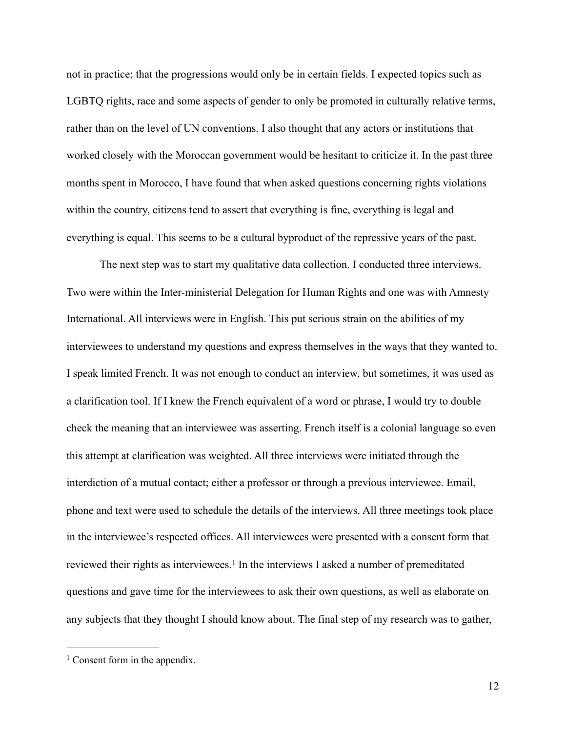not in practice; that the progressions would only be in certain fields. I expected topics such as LGBTQ rights, race and some aspects of gender to only be promoted in culturally relative terms, rather than on the level of UN conventions. I also thought that any actors or institutions that worked closely with the Moroccan government would be hesitant to criticize it. In the past three months spent in Morocco, I have found that when asked questions concerning rights violations within the country, citizens tend to assert that everything is fine, everything is legal and everything is equal. This seems to be a cultural byproduct of the repressive years of the past.

The next step was to start my qualitative data collection. I conducted three interviews. Two were within the Inter-ministerial Delegation for Human Rights and one was with Amnesty International. All interviews were in English. This put serious strain on the abilities of my interviewees to understand my questions and express themselves in the ways that they wanted to. I speak limited French. It was not enough to conduct an interview, but sometimes, it was used as a clarification tool. If I knew the French equivalent of a word or phrase, I would try to double check the meaning that an interviewee was asserting. French itself is a colonial language so even this attempt at clarification was weighted. All three interviews were initiated through the interdiction of a mutual contact; either a professor or through a previous interviewee. Email, phone and text were used to schedule the details of the interviews. All three meetings took place in the interviewee's respected offices. All interviewees were presented with a consent form that reviewed their rights as interviewees.[1] In the interviews I asked a number of premeditated questions and gave time for the interviewees to ask their own questions, as well as elaborate on any subjects that they thought I should know about. The final step of my research was to gather,

---

[1] Consent form in the appendix.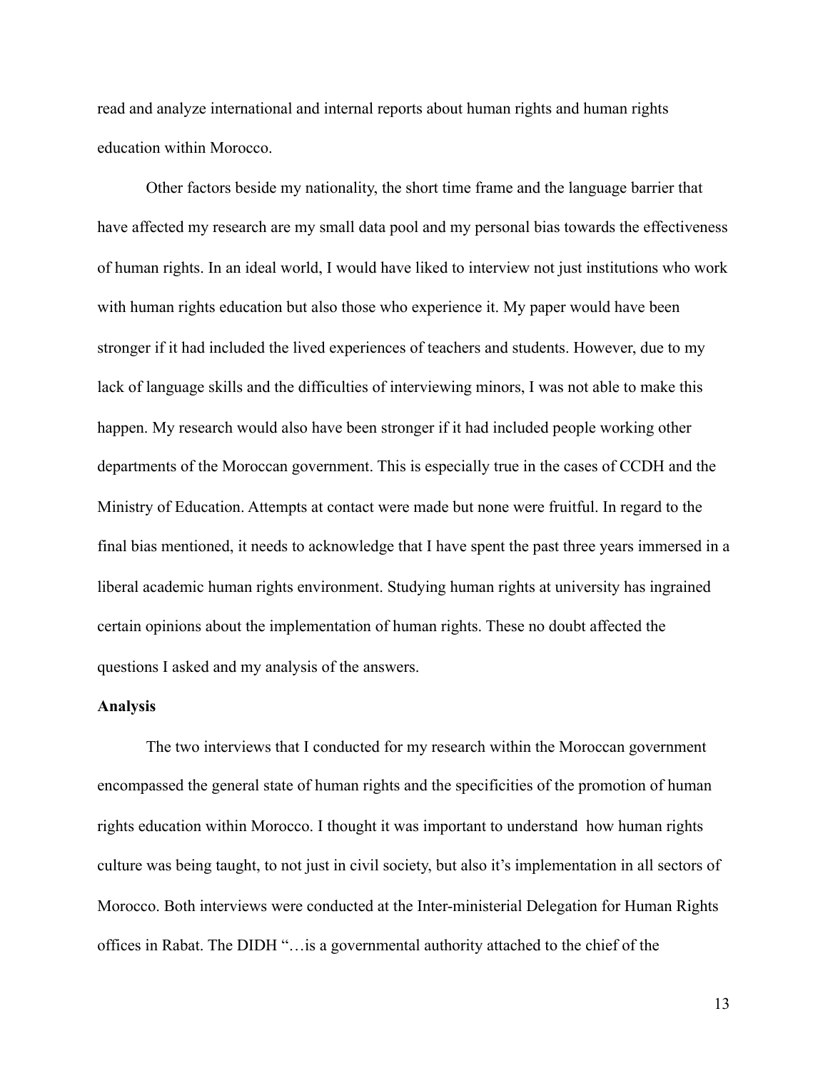read and analyze international and internal reports about human rights and human rights education within Morocco.

Other factors beside my nationality, the short time frame and the language barrier that have affected my research are my small data pool and my personal bias towards the effectiveness of human rights. In an ideal world, I would have liked to interview not just institutions who work with human rights education but also those who experience it. My paper would have been stronger if it had included the lived experiences of teachers and students. However, due to my lack of language skills and the difficulties of interviewing minors, I was not able to make this happen. My research would also have been stronger if it had included people working other departments of the Moroccan government. This is especially true in the cases of CCDH and the Ministry of Education. Attempts at contact were made but none were fruitful. In regard to the final bias mentioned, it needs to acknowledge that I have spent the past three years immersed in a liberal academic human rights environment. Studying human rights at university has ingrained certain opinions about the implementation of human rights. These no doubt affected the questions I asked and my analysis of the answers.

**Analysis**

The two interviews that I conducted for my research within the Moroccan government encompassed the general state of human rights and the specificities of the promotion of human rights education within Morocco. I thought it was important to understand how human rights culture was being taught, to not just in civil society, but also it's implementation in all sectors of Morocco. Both interviews were conducted at the Inter-ministerial Delegation for Human Rights offices in Rabat. The DIDH "…is a governmental authority attached to the chief of the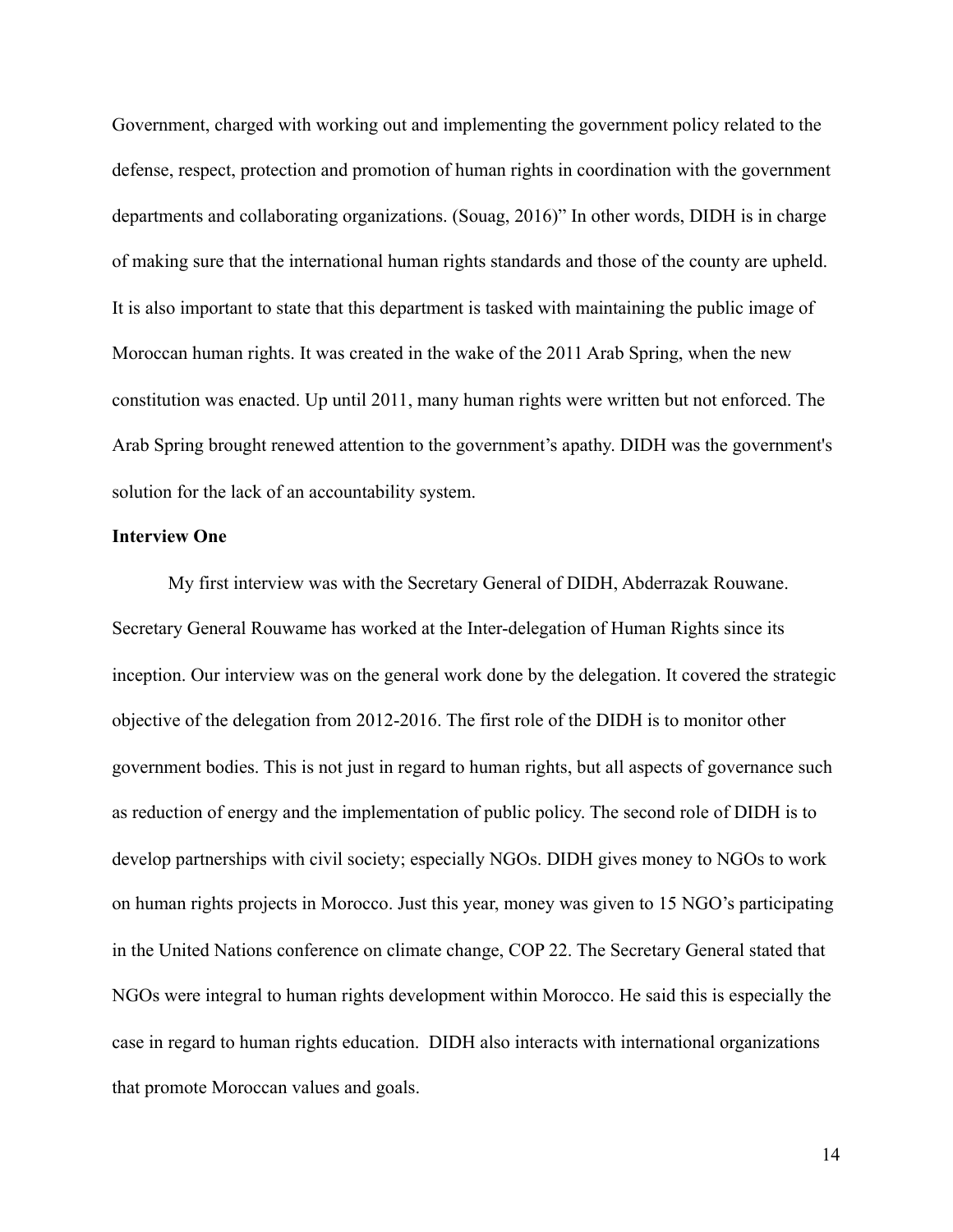Government, charged with working out and implementing the government policy related to the defense, respect, protection and promotion of human rights in coordination with the government departments and collaborating organizations. (Souag, 2016)" In other words, DIDH is in charge of making sure that the international human rights standards and those of the county are upheld. It is also important to state that this department is tasked with maintaining the public image of Moroccan human rights. It was created in the wake of the 2011 Arab Spring, when the new constitution was enacted. Up until 2011, many human rights were written but not enforced. The Arab Spring brought renewed attention to the government's apathy. DIDH was the government's solution for the lack of an accountability system.

**Interview One**

My first interview was with the Secretary General of DIDH, Abderrazak Rouwane. Secretary General Rouwame has worked at the Inter-delegation of Human Rights since its inception. Our interview was on the general work done by the delegation. It covered the strategic objective of the delegation from 2012-2016. The first role of the DIDH is to monitor other government bodies. This is not just in regard to human rights, but all aspects of governance such as reduction of energy and the implementation of public policy. The second role of DIDH is to develop partnerships with civil society; especially NGOs. DIDH gives money to NGOs to work on human rights projects in Morocco. Just this year, money was given to 15 NGO's participating in the United Nations conference on climate change, COP 22. The Secretary General stated that NGOs were integral to human rights development within Morocco. He said this is especially the case in regard to human rights education. DIDH also interacts with international organizations that promote Moroccan values and goals.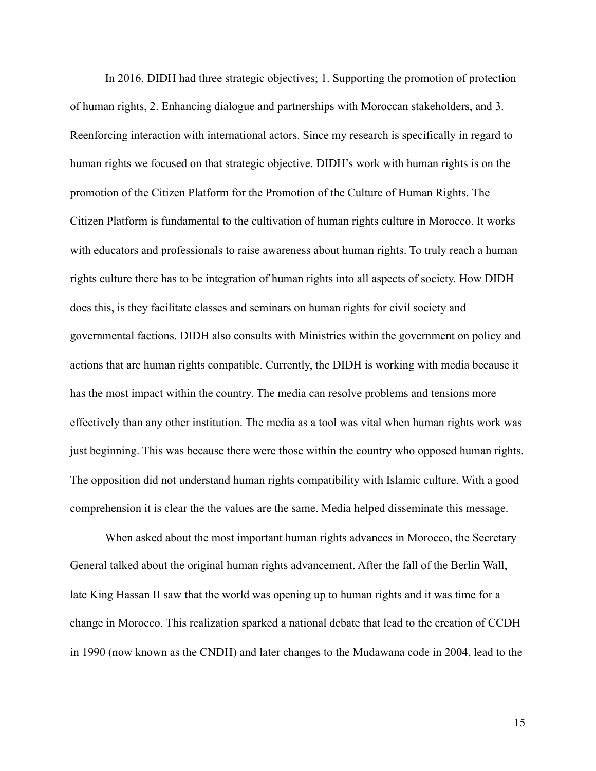In 2016, DIDH had three strategic objectives; 1. Supporting the promotion of protection of human rights, 2. Enhancing dialogue and partnerships with Moroccan stakeholders, and 3. Reenforcing interaction with international actors. Since my research is specifically in regard to human rights we focused on that strategic objective. DIDH's work with human rights is on the promotion of the Citizen Platform for the Promotion of the Culture of Human Rights. The Citizen Platform is fundamental to the cultivation of human rights culture in Morocco. It works with educators and professionals to raise awareness about human rights. To truly reach a human rights culture there has to be integration of human rights into all aspects of society. How DIDH does this, is they facilitate classes and seminars on human rights for civil society and governmental factions. DIDH also consults with Ministries within the government on policy and actions that are human rights compatible. Currently, the DIDH is working with media because it has the most impact within the country. The media can resolve problems and tensions more effectively than any other institution. The media as a tool was vital when human rights work was just beginning. This was because there were those within the country who opposed human rights. The opposition did not understand human rights compatibility with Islamic culture. With a good comprehension it is clear the the values are the same. Media helped disseminate this message.

When asked about the most important human rights advances in Morocco, the Secretary General talked about the original human rights advancement. After the fall of the Berlin Wall, late King Hassan II saw that the world was opening up to human rights and it was time for a change in Morocco. This realization sparked a national debate that lead to the creation of CCDH in 1990 (now known as the CNDH) and later changes to the Mudawana code in 2004, lead to the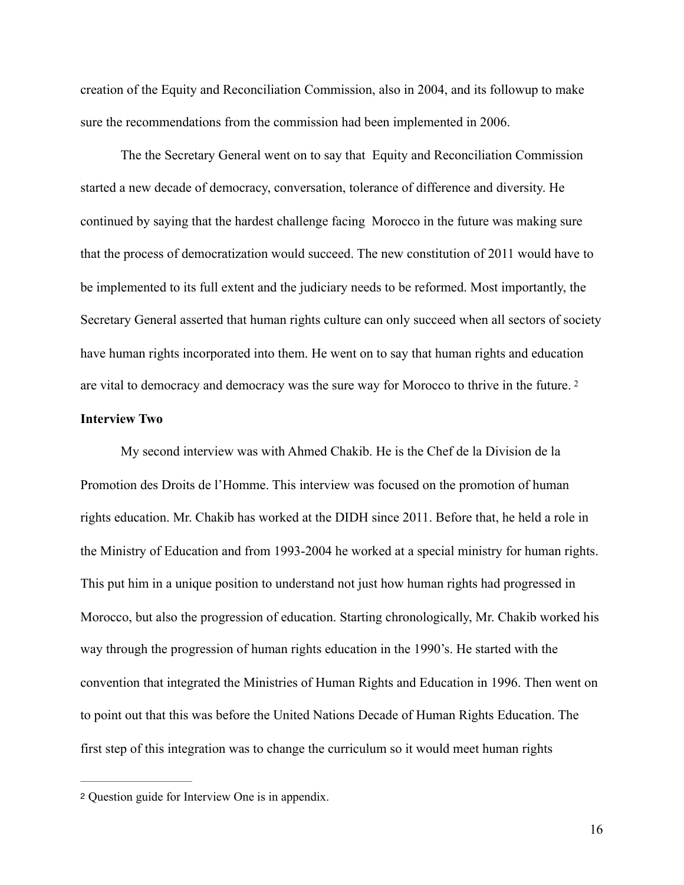creation of the Equity and Reconciliation Commission, also in 2004, and its followup to make sure the recommendations from the commission had been implemented in 2006.

The the Secretary General went on to say that  Equity and Reconciliation Commission started a new decade of democracy, conversation, tolerance of difference and diversity. He continued by saying that the hardest challenge facing  Morocco in the future was making sure that the process of democratization would succeed. The new constitution of 2011 would have to be implemented to its full extent and the judiciary needs to be reformed. Most importantly, the Secretary General asserted that human rights culture can only succeed when all sectors of society have human rights incorporated into them. He went on to say that human rights and education are vital to democracy and democracy was the sure way for Morocco to thrive in the future. [2]

**Interview Two**

My second interview was with Ahmed Chakib. He is the Chef de la Division de la Promotion des Droits de l'Homme. This interview was focused on the promotion of human rights education. Mr. Chakib has worked at the DIDH since 2011. Before that, he held a role in the Ministry of Education and from 1993-2004 he worked at a special ministry for human rights. This put him in a unique position to understand not just how human rights had progressed in Morocco, but also the progression of education. Starting chronologically, Mr. Chakib worked his way through the progression of human rights education in the 1990's. He started with the convention that integrated the Ministries of Human Rights and Education in 1996. Then went on to point out that this was before the United Nations Decade of Human Rights Education. The first step of this integration was to change the curriculum so it would meet human rights

---

[2] Question guide for Interview One is in appendix.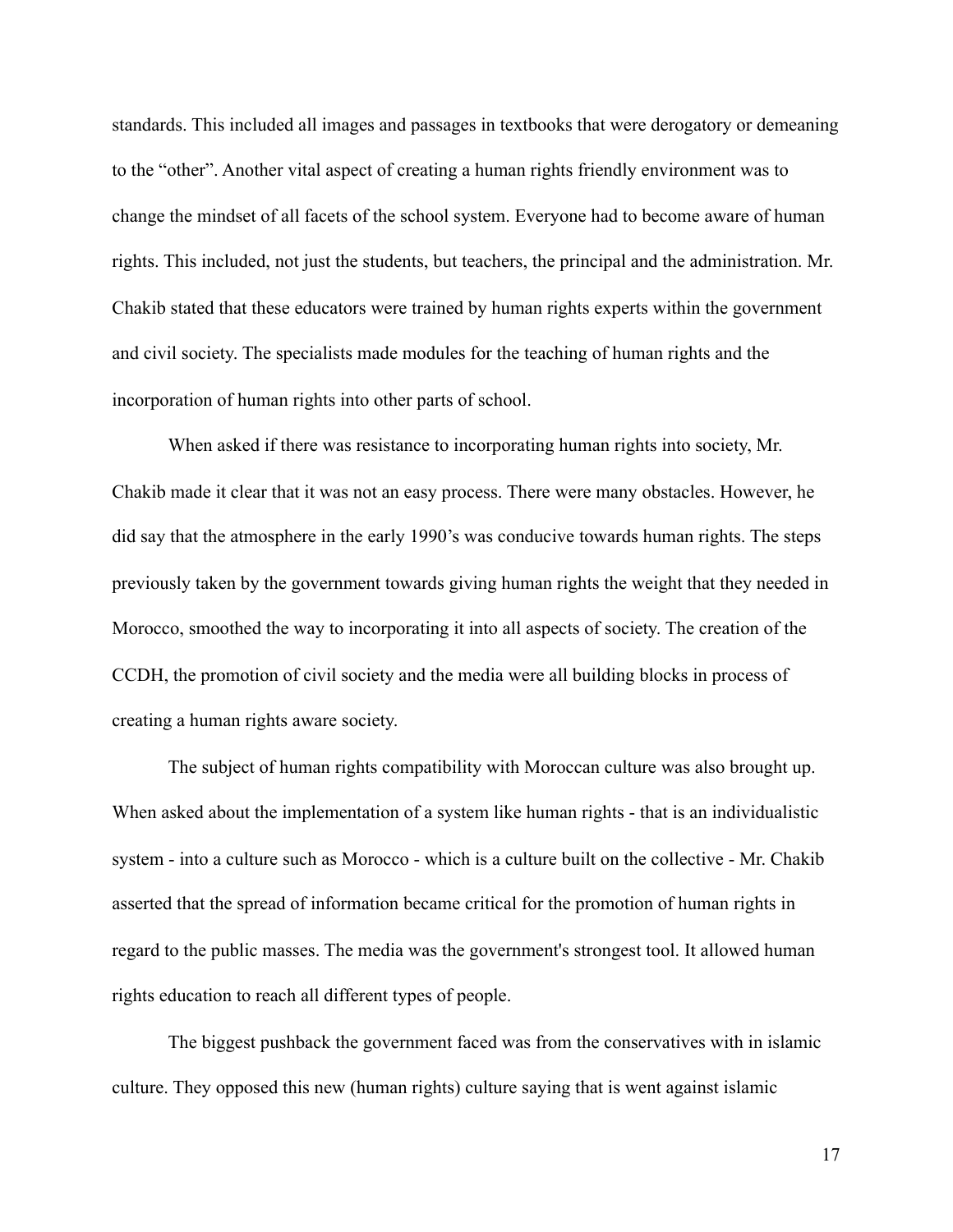standards. This included all images and passages in textbooks that were derogatory or demeaning to the "other". Another vital aspect of creating a human rights friendly environment was to change the mindset of all facets of the school system. Everyone had to become aware of human rights. This included, not just the students, but teachers, the principal and the administration. Mr. Chakib stated that these educators were trained by human rights experts within the government and civil society. The specialists made modules for the teaching of human rights and the incorporation of human rights into other parts of school.

When asked if there was resistance to incorporating human rights into society, Mr. Chakib made it clear that it was not an easy process. There were many obstacles. However, he did say that the atmosphere in the early 1990's was conducive towards human rights. The steps previously taken by the government towards giving human rights the weight that they needed in Morocco, smoothed the way to incorporating it into all aspects of society. The creation of the CCDH, the promotion of civil society and the media were all building blocks in process of creating a human rights aware society.

The subject of human rights compatibility with Moroccan culture was also brought up. When asked about the implementation of a system like human rights - that is an individualistic system - into a culture such as Morocco - which is a culture built on the collective - Mr. Chakib asserted that the spread of information became critical for the promotion of human rights in regard to the public masses. The media was the government's strongest tool. It allowed human rights education to reach all different types of people.

The biggest pushback the government faced was from the conservatives with in islamic culture. They opposed this new (human rights) culture saying that is went against islamic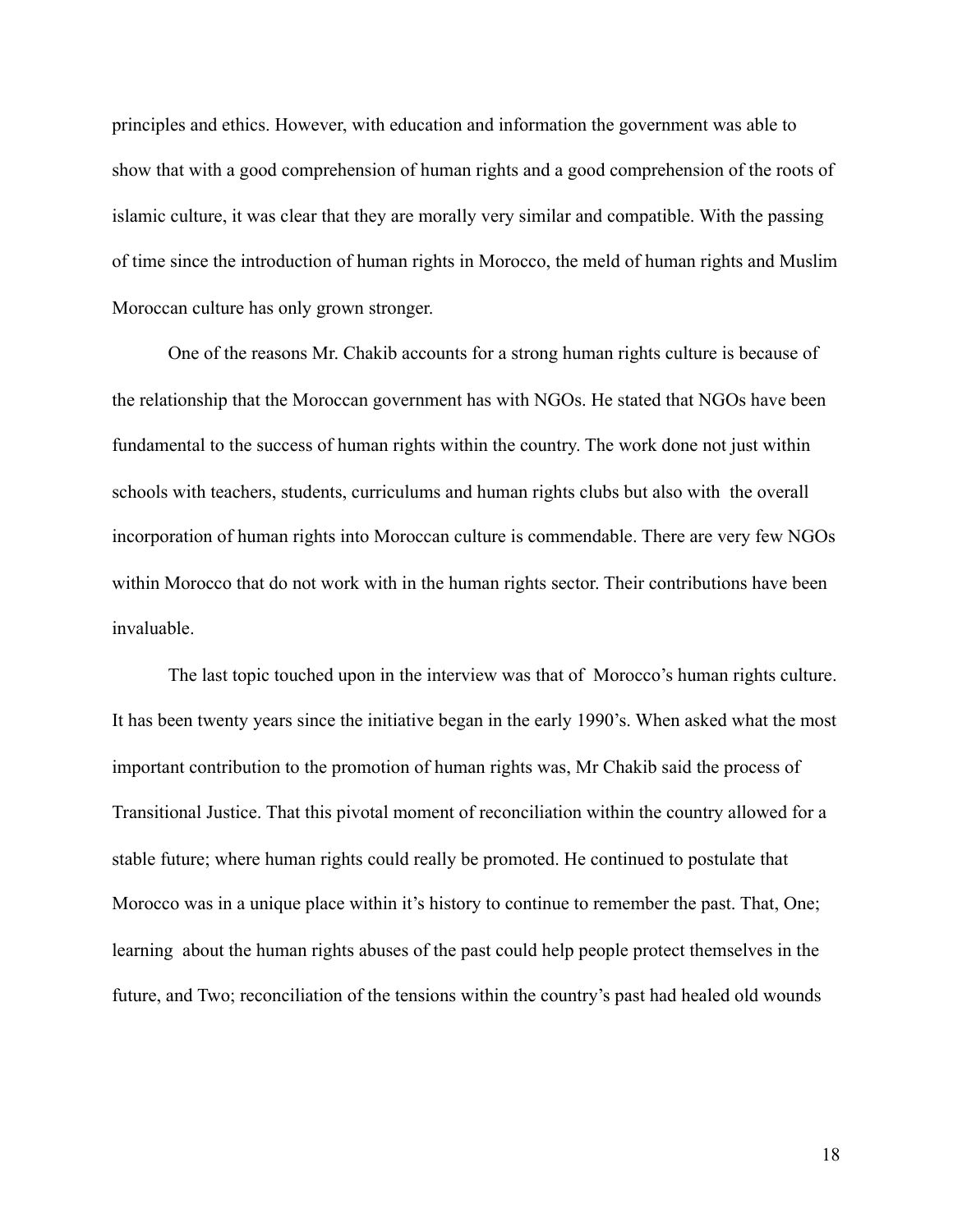principles and ethics. However, with education and information the government was able to show that with a good comprehension of human rights and a good comprehension of the roots of islamic culture, it was clear that they are morally very similar and compatible. With the passing of time since the introduction of human rights in Morocco, the meld of human rights and Muslim Moroccan culture has only grown stronger.

One of the reasons Mr. Chakib accounts for a strong human rights culture is because of the relationship that the Moroccan government has with NGOs. He stated that NGOs have been fundamental to the success of human rights within the country. The work done not just within schools with teachers, students, curriculums and human rights clubs but also with the overall incorporation of human rights into Moroccan culture is commendable. There are very few NGOs within Morocco that do not work with in the human rights sector. Their contributions have been invaluable.

The last topic touched upon in the interview was that of Morocco's human rights culture. It has been twenty years since the initiative began in the early 1990's. When asked what the most important contribution to the promotion of human rights was, Mr Chakib said the process of Transitional Justice. That this pivotal moment of reconciliation within the country allowed for a stable future; where human rights could really be promoted. He continued to postulate that Morocco was in a unique place within it's history to continue to remember the past. That, One; learning about the human rights abuses of the past could help people protect themselves in the future, and Two; reconciliation of the tensions within the country's past had healed old wounds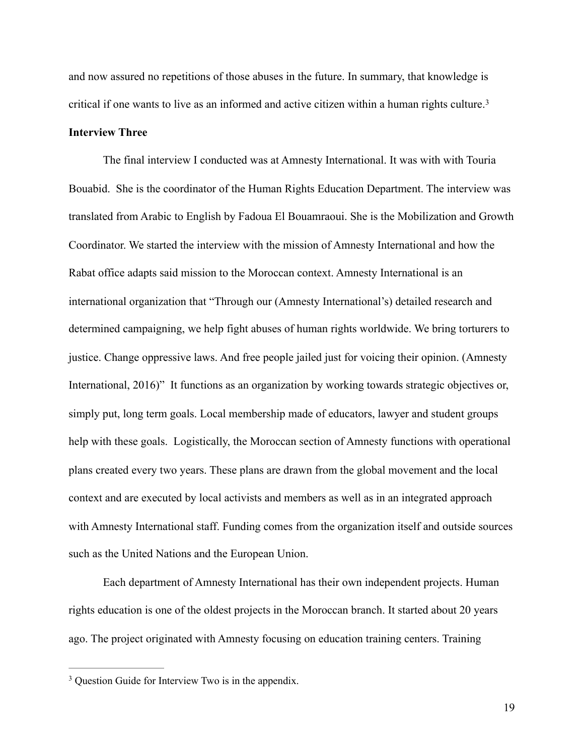and now assured no repetitions of those abuses in the future. In summary, that knowledge is critical if one wants to live as an informed and active citizen within a human rights culture.[3]

**Interview Three**

The final interview I conducted was at Amnesty International. It was with with Touria Bouabid. She is the coordinator of the Human Rights Education Department. The interview was translated from Arabic to English by Fadoua El Bouamraoui. She is the Mobilization and Growth Coordinator. We started the interview with the mission of Amnesty International and how the Rabat office adapts said mission to the Moroccan context. Amnesty International is an international organization that "Through our (Amnesty International's) detailed research and determined campaigning, we help fight abuses of human rights worldwide. We bring torturers to justice. Change oppressive laws. And free people jailed just for voicing their opinion. (Amnesty International, 2016)" It functions as an organization by working towards strategic objectives or, simply put, long term goals. Local membership made of educators, lawyer and student groups help with these goals. Logistically, the Moroccan section of Amnesty functions with operational plans created every two years. These plans are drawn from the global movement and the local context and are executed by local activists and members as well as in an integrated approach with Amnesty International staff. Funding comes from the organization itself and outside sources such as the United Nations and the European Union.

Each department of Amnesty International has their own independent projects. Human rights education is one of the oldest projects in the Moroccan branch. It started about 20 years ago. The project originated with Amnesty focusing on education training centers. Training

---

[3] Question Guide for Interview Two is in the appendix.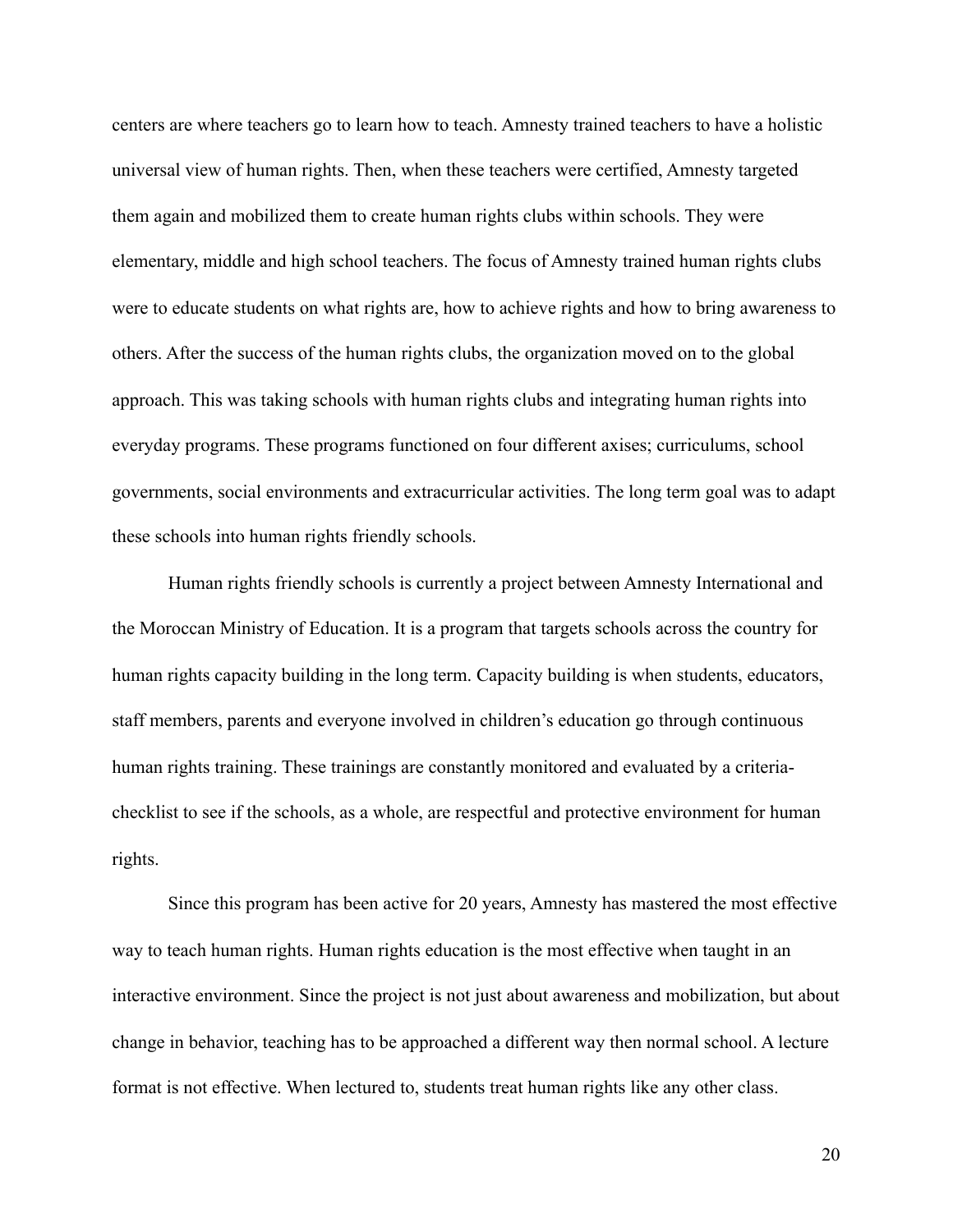centers are where teachers go to learn how to teach. Amnesty trained teachers to have a holistic universal view of human rights. Then, when these teachers were certified, Amnesty targeted them again and mobilized them to create human rights clubs within schools. They were elementary, middle and high school teachers. The focus of Amnesty trained human rights clubs were to educate students on what rights are, how to achieve rights and how to bring awareness to others. After the success of the human rights clubs, the organization moved on to the global approach. This was taking schools with human rights clubs and integrating human rights into everyday programs. These programs functioned on four different axises; curriculums, school governments, social environments and extracurricular activities. The long term goal was to adapt these schools into human rights friendly schools.

Human rights friendly schools is currently a project between Amnesty International and the Moroccan Ministry of Education. It is a program that targets schools across the country for human rights capacity building in the long term. Capacity building is when students, educators, staff members, parents and everyone involved in children's education go through continuous human rights training. These trainings are constantly monitored and evaluated by a criteria-checklist to see if the schools, as a whole, are respectful and protective environment for human rights.

Since this program has been active for 20 years, Amnesty has mastered the most effective way to teach human rights. Human rights education is the most effective when taught in an interactive environment. Since the project is not just about awareness and mobilization, but about change in behavior, teaching has to be approached a different way then normal school. A lecture format is not effective. When lectured to, students treat human rights like any other class.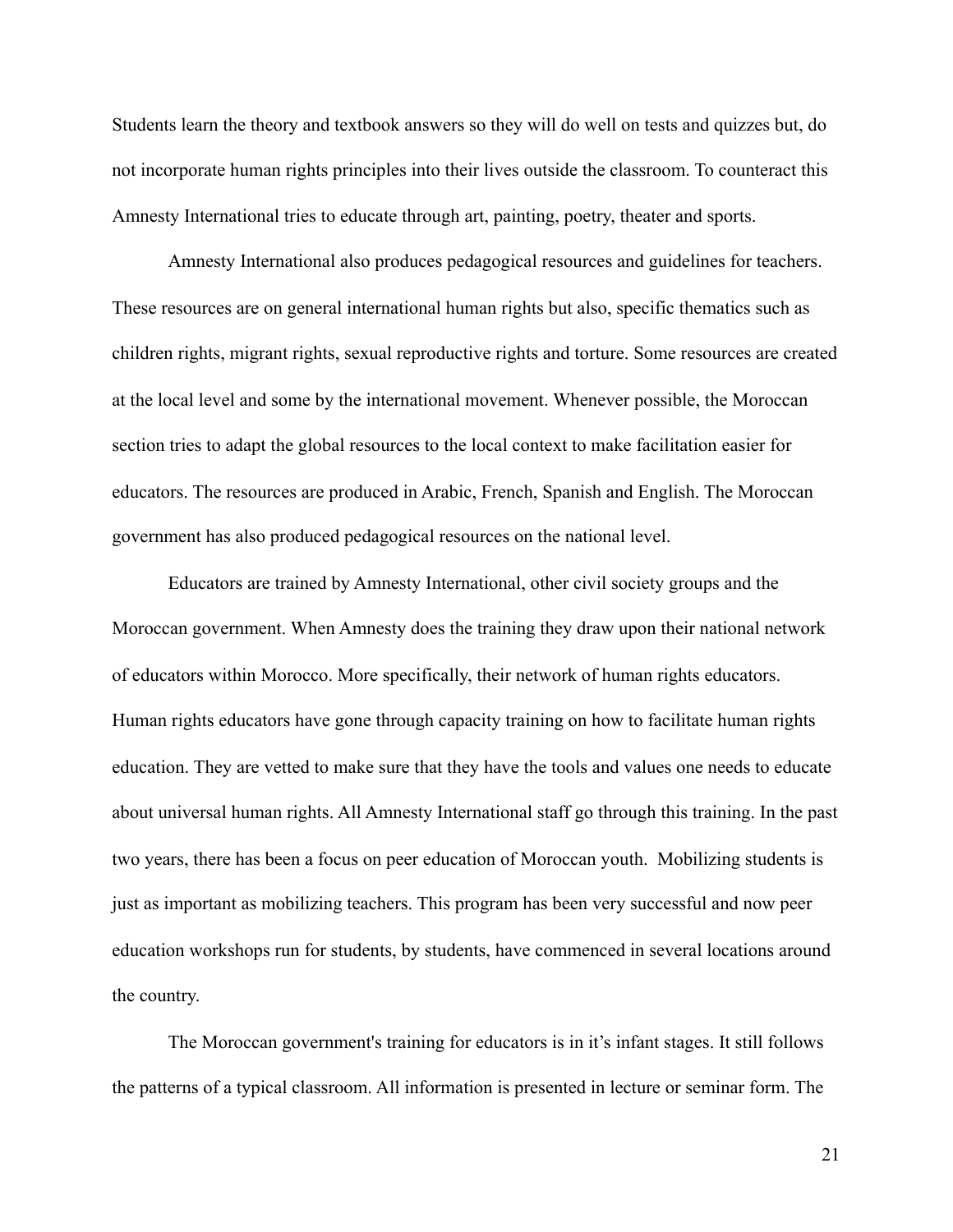Students learn the theory and textbook answers so they will do well on tests and quizzes but, do not incorporate human rights principles into their lives outside the classroom. To counteract this Amnesty International tries to educate through art, painting, poetry, theater and sports.

Amnesty International also produces pedagogical resources and guidelines for teachers. These resources are on general international human rights but also, specific thematics such as children rights, migrant rights, sexual reproductive rights and torture. Some resources are created at the local level and some by the international movement. Whenever possible, the Moroccan section tries to adapt the global resources to the local context to make facilitation easier for educators. The resources are produced in Arabic, French, Spanish and English. The Moroccan government has also produced pedagogical resources on the national level.

Educators are trained by Amnesty International, other civil society groups and the Moroccan government. When Amnesty does the training they draw upon their national network of educators within Morocco. More specifically, their network of human rights educators. Human rights educators have gone through capacity training on how to facilitate human rights education. They are vetted to make sure that they have the tools and values one needs to educate about universal human rights. All Amnesty International staff go through this training. In the past two years, there has been a focus on peer education of Moroccan youth. Mobilizing students is just as important as mobilizing teachers. This program has been very successful and now peer education workshops run for students, by students, have commenced in several locations around the country.

The Moroccan government's training for educators is in it's infant stages. It still follows the patterns of a typical classroom. All information is presented in lecture or seminar form. The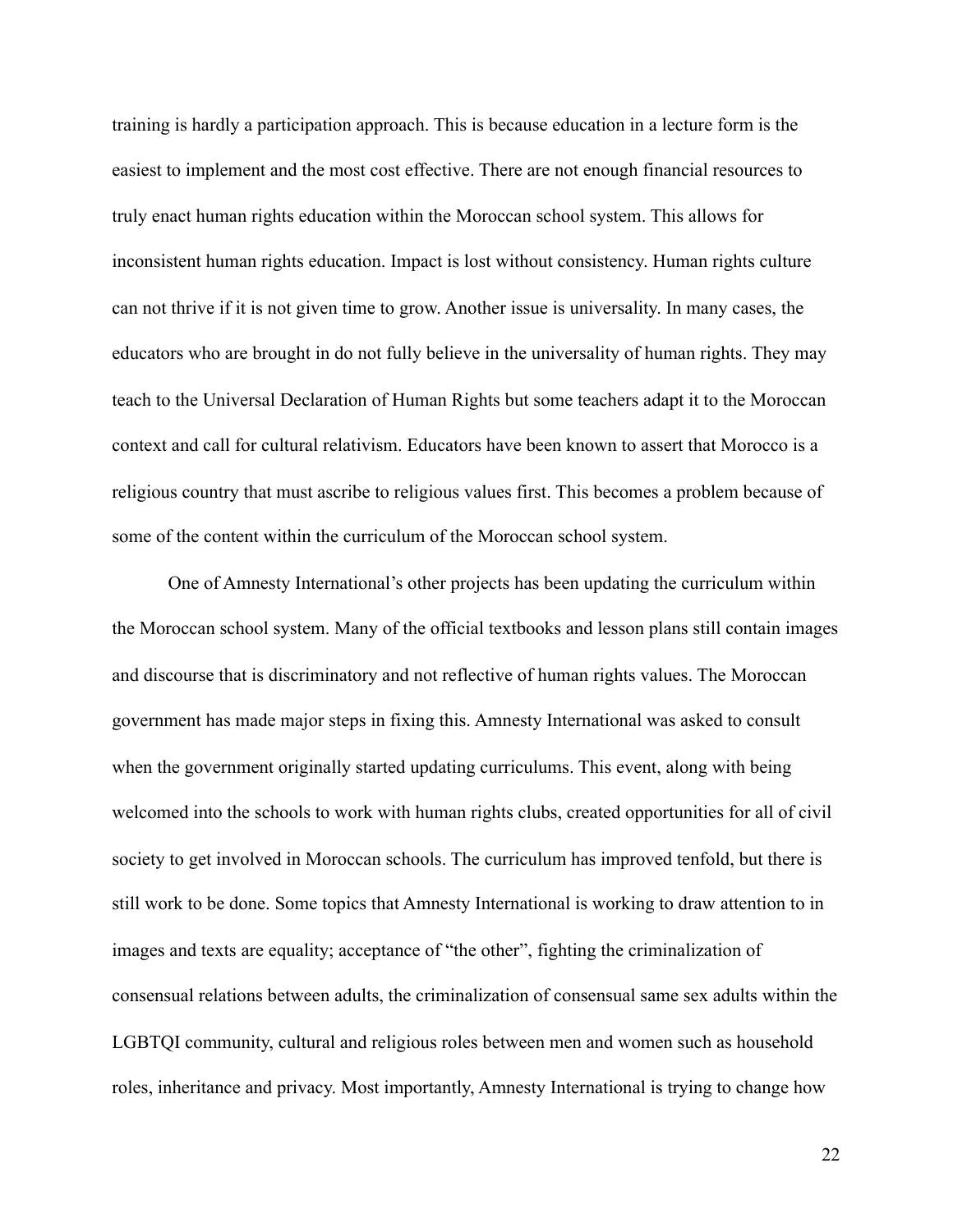training is hardly a participation approach. This is because education in a lecture form is the easiest to implement and the most cost effective. There are not enough financial resources to truly enact human rights education within the Moroccan school system. This allows for inconsistent human rights education. Impact is lost without consistency. Human rights culture can not thrive if it is not given time to grow. Another issue is universality. In many cases, the educators who are brought in do not fully believe in the universality of human rights. They may teach to the Universal Declaration of Human Rights but some teachers adapt it to the Moroccan context and call for cultural relativism. Educators have been known to assert that Morocco is a religious country that must ascribe to religious values first. This becomes a problem because of some of the content within the curriculum of the Moroccan school system.

One of Amnesty International's other projects has been updating the curriculum within the Moroccan school system. Many of the official textbooks and lesson plans still contain images and discourse that is discriminatory and not reflective of human rights values. The Moroccan government has made major steps in fixing this. Amnesty International was asked to consult when the government originally started updating curriculums. This event, along with being welcomed into the schools to work with human rights clubs, created opportunities for all of civil society to get involved in Moroccan schools. The curriculum has improved tenfold, but there is still work to be done. Some topics that Amnesty International is working to draw attention to in images and texts are equality; acceptance of "the other", fighting the criminalization of consensual relations between adults, the criminalization of consensual same sex adults within the LGBTQI community, cultural and religious roles between men and women such as household roles, inheritance and privacy. Most importantly, Amnesty International is trying to change how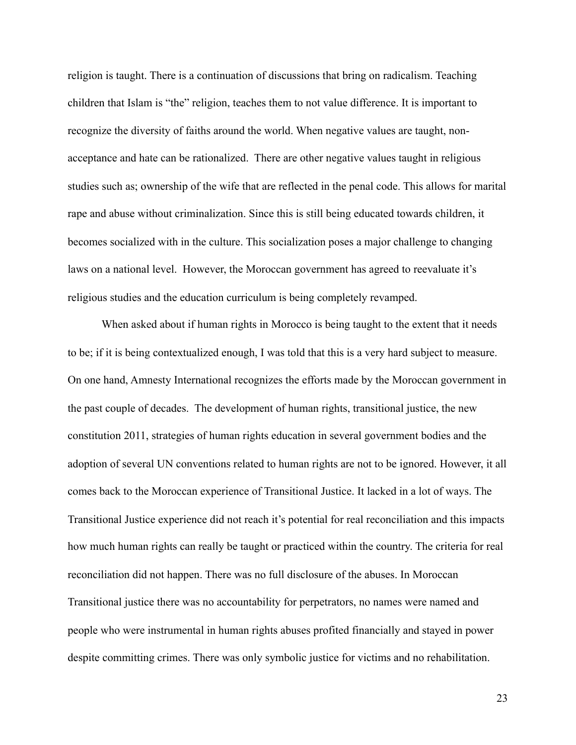religion is taught. There is a continuation of discussions that bring on radicalism. Teaching children that Islam is "the" religion, teaches them to not value difference. It is important to recognize the diversity of faiths around the world. When negative values are taught, non-acceptance and hate can be rationalized. There are other negative values taught in religious studies such as; ownership of the wife that are reflected in the penal code. This allows for marital rape and abuse without criminalization. Since this is still being educated towards children, it becomes socialized with in the culture. This socialization poses a major challenge to changing laws on a national level. However, the Moroccan government has agreed to reevaluate it's religious studies and the education curriculum is being completely revamped.

When asked about if human rights in Morocco is being taught to the extent that it needs to be; if it is being contextualized enough, I was told that this is a very hard subject to measure. On one hand, Amnesty International recognizes the efforts made by the Moroccan government in the past couple of decades. The development of human rights, transitional justice, the new constitution 2011, strategies of human rights education in several government bodies and the adoption of several UN conventions related to human rights are not to be ignored. However, it all comes back to the Moroccan experience of Transitional Justice. It lacked in a lot of ways. The Transitional Justice experience did not reach it's potential for real reconciliation and this impacts how much human rights can really be taught or practiced within the country. The criteria for real reconciliation did not happen. There was no full disclosure of the abuses. In Moroccan Transitional justice there was no accountability for perpetrators, no names were named and people who were instrumental in human rights abuses profited financially and stayed in power despite committing crimes. There was only symbolic justice for victims and no rehabilitation.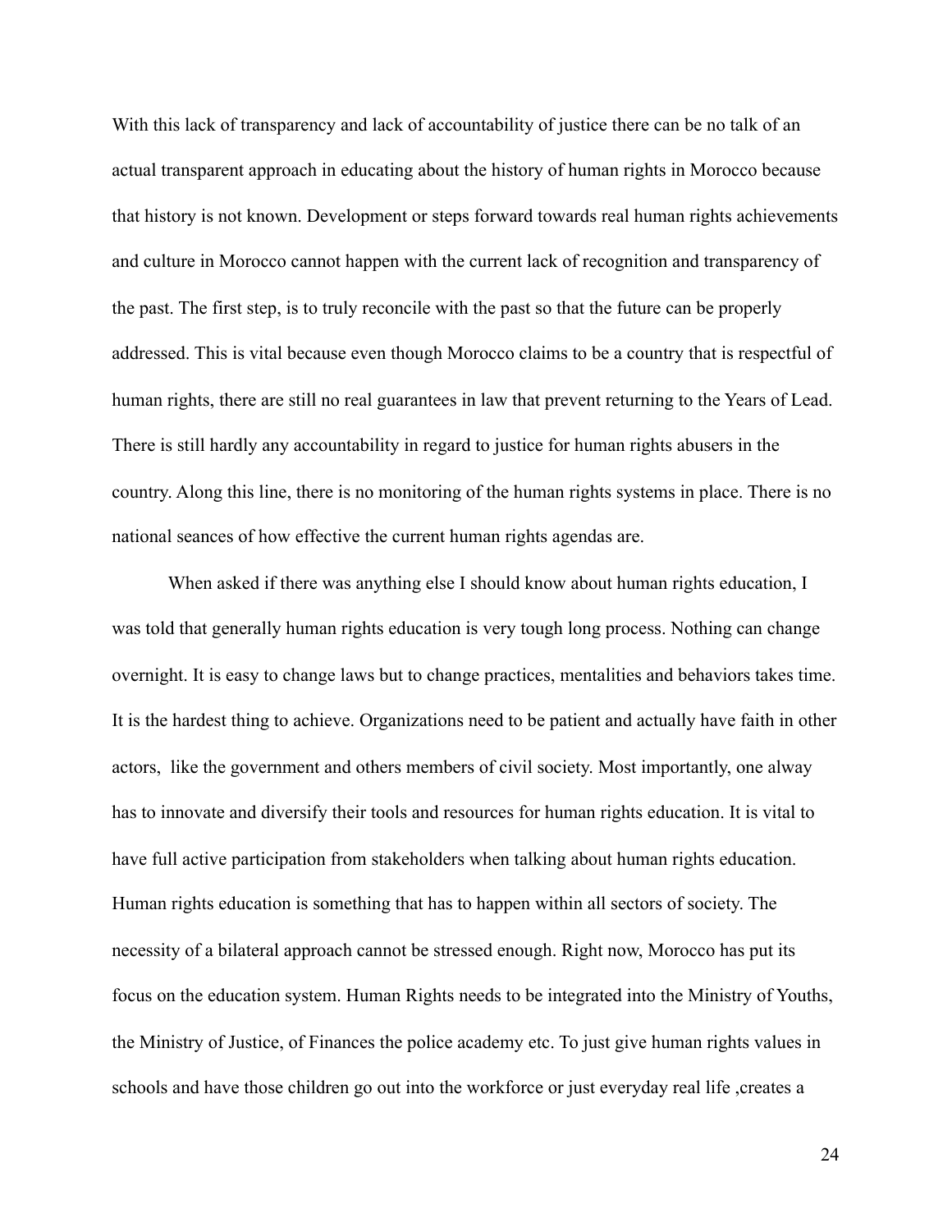With this lack of transparency and lack of accountability of justice there can be no talk of an actual transparent approach in educating about the history of human rights in Morocco because that history is not known. Development or steps forward towards real human rights achievements and culture in Morocco cannot happen with the current lack of recognition and transparency of the past. The first step, is to truly reconcile with the past so that the future can be properly addressed. This is vital because even though Morocco claims to be a country that is respectful of human rights, there are still no real guarantees in law that prevent returning to the Years of Lead. There is still hardly any accountability in regard to justice for human rights abusers in the country. Along this line, there is no monitoring of the human rights systems in place. There is no national seances of how effective the current human rights agendas are.

When asked if there was anything else I should know about human rights education, I was told that generally human rights education is very tough long process. Nothing can change overnight. It is easy to change laws but to change practices, mentalities and behaviors takes time. It is the hardest thing to achieve. Organizations need to be patient and actually have faith in other actors,  like the government and others members of civil society. Most importantly, one alway has to innovate and diversify their tools and resources for human rights education. It is vital to have full active participation from stakeholders when talking about human rights education. Human rights education is something that has to happen within all sectors of society. The necessity of a bilateral approach cannot be stressed enough. Right now, Morocco has put its focus on the education system. Human Rights needs to be integrated into the Ministry of Youths, the Ministry of Justice, of Finances the police academy etc. To just give human rights values in schools and have those children go out into the workforce or just everyday real life ,creates a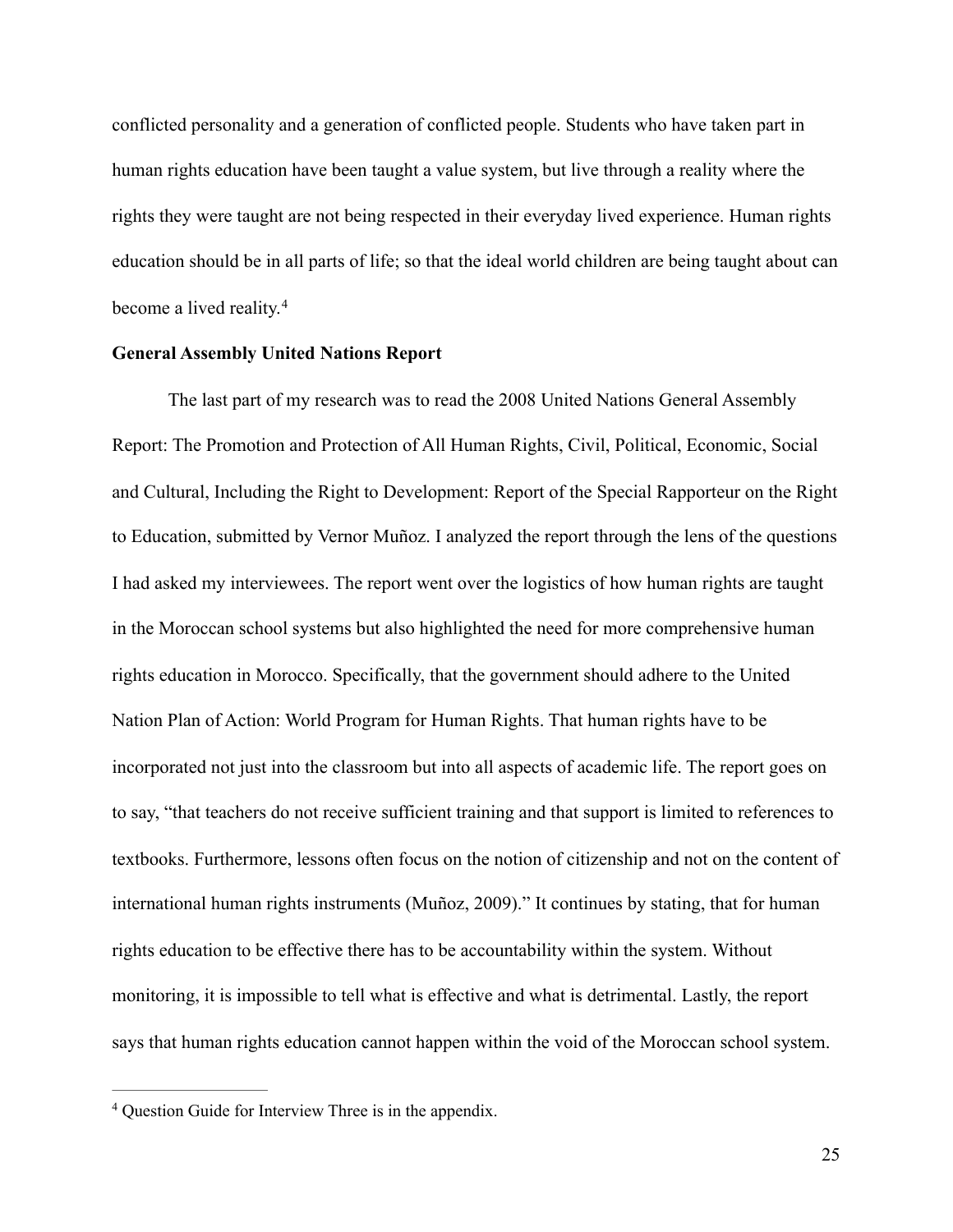conflicted personality and a generation of conflicted people. Students who have taken part in human rights education have been taught a value system, but live through a reality where the rights they were taught are not being respected in their everyday lived experience. Human rights education should be in all parts of life; so that the ideal world children are being taught about can become a lived reality.[4]

**General Assembly United Nations Report**

The last part of my research was to read the 2008 United Nations General Assembly Report: The Promotion and Protection of All Human Rights, Civil, Political, Economic, Social and Cultural, Including the Right to Development: Report of the Special Rapporteur on the Right to Education, submitted by Vernor Muñoz. I analyzed the report through the lens of the questions I had asked my interviewees. The report went over the logistics of how human rights are taught in the Moroccan school systems but also highlighted the need for more comprehensive human rights education in Morocco. Specifically, that the government should adhere to the United Nation Plan of Action: World Program for Human Rights. That human rights have to be incorporated not just into the classroom but into all aspects of academic life. The report goes on to say, "that teachers do not receive sufficient training and that support is limited to references to textbooks. Furthermore, lessons often focus on the notion of citizenship and not on the content of international human rights instruments (Muñoz, 2009)." It continues by stating, that for human rights education to be effective there has to be accountability within the system. Without monitoring, it is impossible to tell what is effective and what is detrimental. Lastly, the report says that human rights education cannot happen within the void of the Moroccan school system.

[4] Question Guide for Interview Three is in the appendix.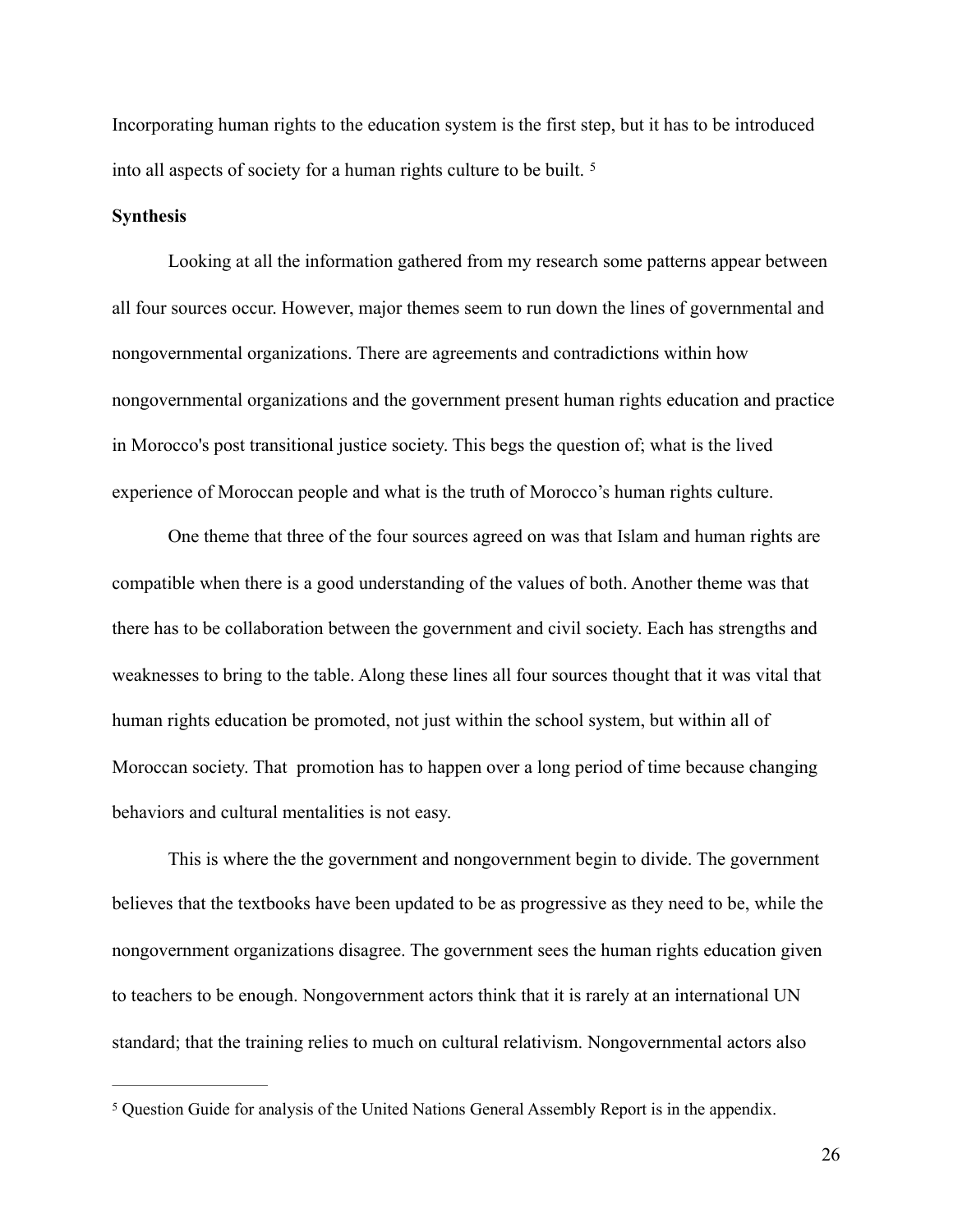Incorporating human rights to the education system is the first step, but it has to be introduced into all aspects of society for a human rights culture to be built. [5]

**Synthesis**

Looking at all the information gathered from my research some patterns appear between all four sources occur. However, major themes seem to run down the lines of governmental and nongovernmental organizations. There are agreements and contradictions within how nongovernmental organizations and the government present human rights education and practice in Morocco's post transitional justice society. This begs the question of; what is the lived experience of Moroccan people and what is the truth of Morocco's human rights culture.

One theme that three of the four sources agreed on was that Islam and human rights are compatible when there is a good understanding of the values of both. Another theme was that there has to be collaboration between the government and civil society. Each has strengths and weaknesses to bring to the table. Along these lines all four sources thought that it was vital that human rights education be promoted, not just within the school system, but within all of Moroccan society. That promotion has to happen over a long period of time because changing behaviors and cultural mentalities is not easy.

This is where the the government and nongovernment begin to divide. The government believes that the textbooks have been updated to be as progressive as they need to be, while the nongovernment organizations disagree. The government sees the human rights education given to teachers to be enough. Nongovernment actors think that it is rarely at an international UN standard; that the training relies to much on cultural relativism. Nongovernmental actors also

[5] Question Guide for analysis of the United Nations General Assembly Report is in the appendix.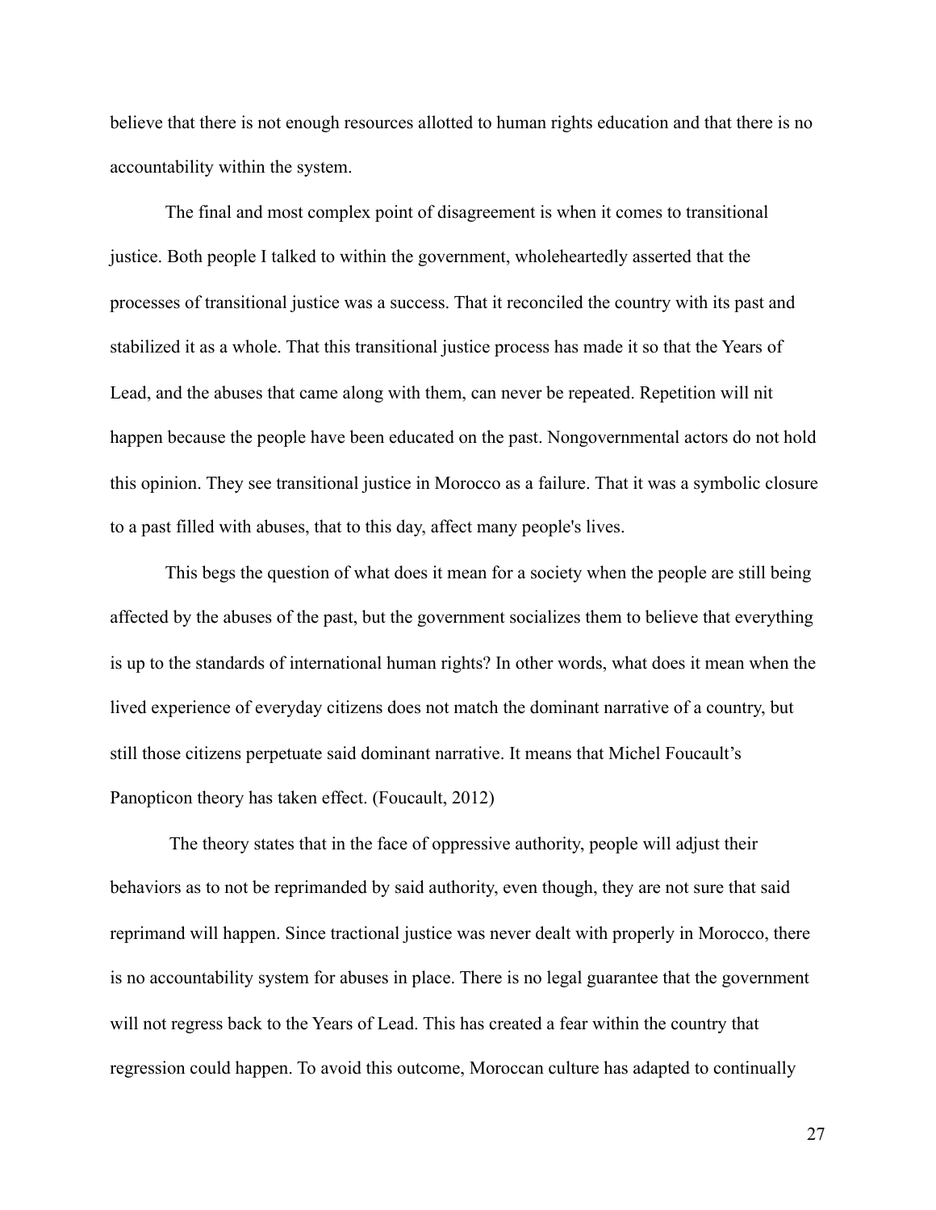believe that there is not enough resources allotted to human rights education and that there is no accountability within the system.

The final and most complex point of disagreement is when it comes to transitional justice. Both people I talked to within the government, wholeheartedly asserted that the processes of transitional justice was a success. That it reconciled the country with its past and stabilized it as a whole. That this transitional justice process has made it so that the Years of Lead, and the abuses that came along with them, can never be repeated. Repetition will nit happen because the people have been educated on the past. Nongovernmental actors do not hold this opinion. They see transitional justice in Morocco as a failure. That it was a symbolic closure to a past filled with abuses, that to this day, affect many people's lives.

This begs the question of what does it mean for a society when the people are still being affected by the abuses of the past, but the government socializes them to believe that everything is up to the standards of international human rights? In other words, what does it mean when the lived experience of everyday citizens does not match the dominant narrative of a country, but still those citizens perpetuate said dominant narrative. It means that Michel Foucault's Panopticon theory has taken effect. (Foucault, 2012)

The theory states that in the face of oppressive authority, people will adjust their behaviors as to not be reprimanded by said authority, even though, they are not sure that said reprimand will happen. Since tractional justice was never dealt with properly in Morocco, there is no accountability system for abuses in place. There is no legal guarantee that the government will not regress back to the Years of Lead. This has created a fear within the country that regression could happen. To avoid this outcome, Moroccan culture has adapted to continually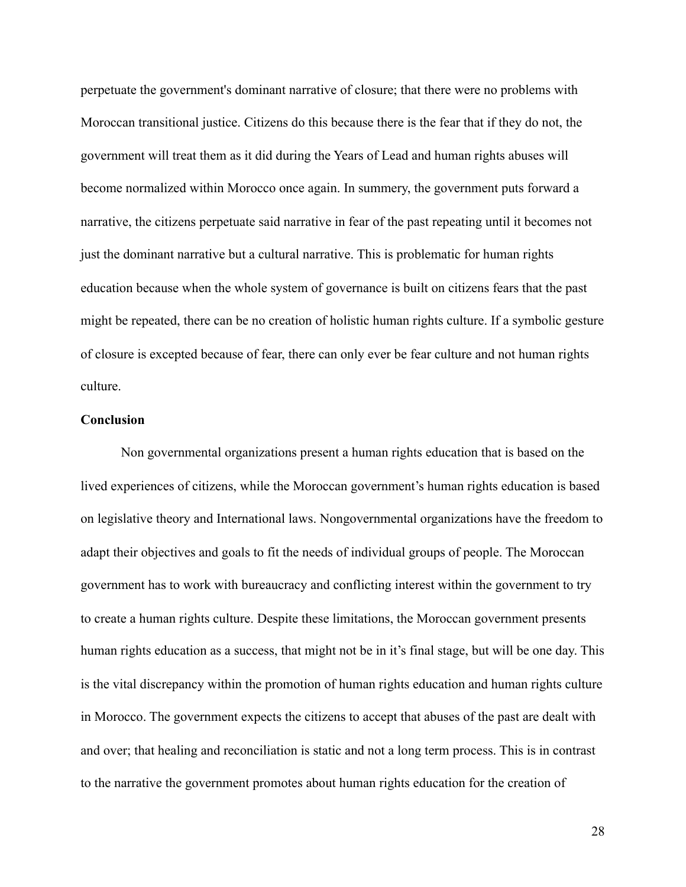perpetuate the government's dominant narrative of closure; that there were no problems with Moroccan transitional justice. Citizens do this because there is the fear that if they do not, the government will treat them as it did during the Years of Lead and human rights abuses will become normalized within Morocco once again. In summery, the government puts forward a narrative, the citizens perpetuate said narrative in fear of the past repeating until it becomes not just the dominant narrative but a cultural narrative. This is problematic for human rights education because when the whole system of governance is built on citizens fears that the past might be repeated, there can be no creation of holistic human rights culture. If a symbolic gesture of closure is excepted because of fear, there can only ever be fear culture and not human rights culture.

**Conclusion**

Non governmental organizations present a human rights education that is based on the lived experiences of citizens, while the Moroccan government's human rights education is based on legislative theory and International laws. Nongovernmental organizations have the freedom to adapt their objectives and goals to fit the needs of individual groups of people. The Moroccan government has to work with bureaucracy and conflicting interest within the government to try to create a human rights culture. Despite these limitations, the Moroccan government presents human rights education as a success, that might not be in it's final stage, but will be one day. This is the vital discrepancy within the promotion of human rights education and human rights culture in Morocco. The government expects the citizens to accept that abuses of the past are dealt with and over; that healing and reconciliation is static and not a long term process. This is in contrast to the narrative the government promotes about human rights education for the creation of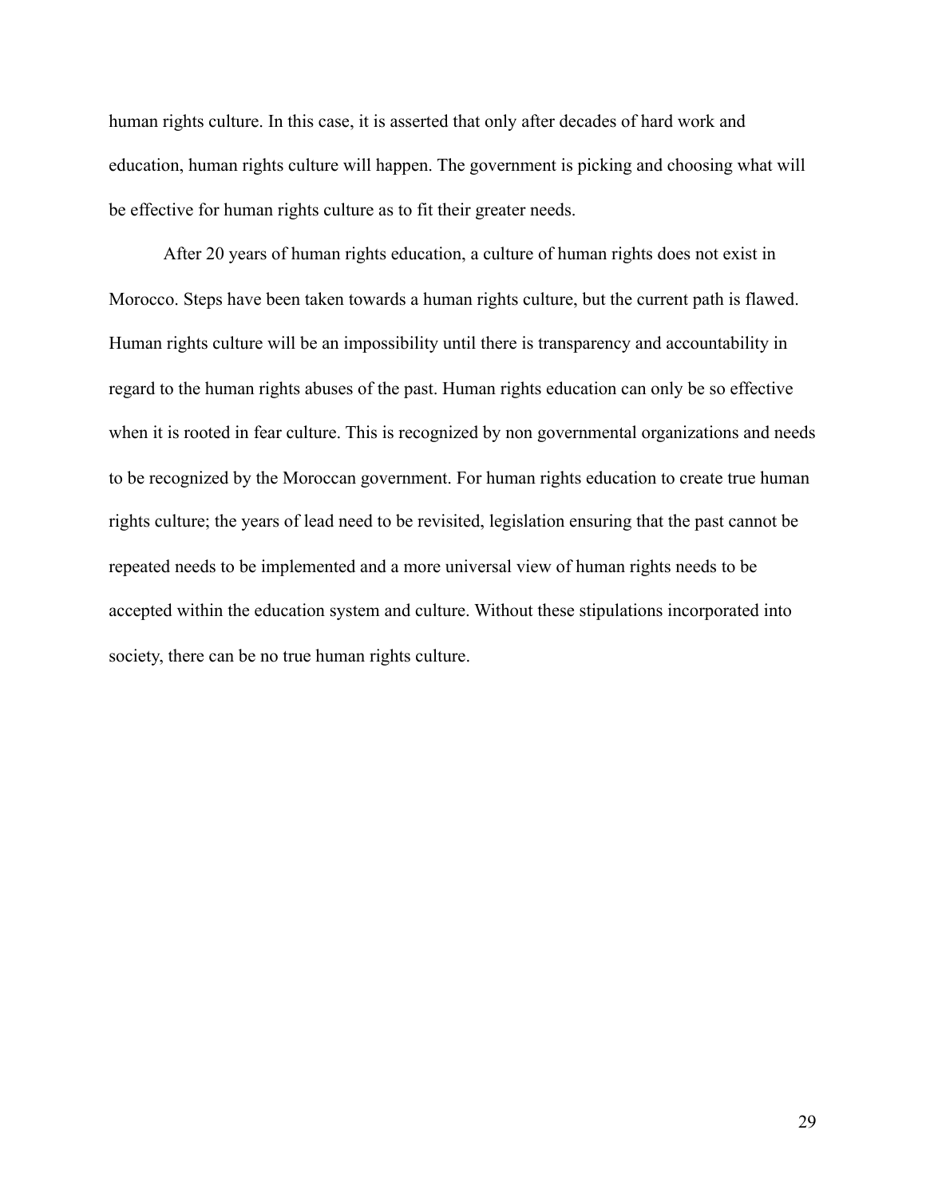human rights culture. In this case, it is asserted that only after decades of hard work and education, human rights culture will happen. The government is picking and choosing what will be effective for human rights culture as to fit their greater needs.

After 20 years of human rights education, a culture of human rights does not exist in Morocco. Steps have been taken towards a human rights culture, but the current path is flawed. Human rights culture will be an impossibility until there is transparency and accountability in regard to the human rights abuses of the past. Human rights education can only be so effective when it is rooted in fear culture. This is recognized by non governmental organizations and needs to be recognized by the Moroccan government. For human rights education to create true human rights culture; the years of lead need to be revisited, legislation ensuring that the past cannot be repeated needs to be implemented and a more universal view of human rights needs to be accepted within the education system and culture. Without these stipulations incorporated into society, there can be no true human rights culture.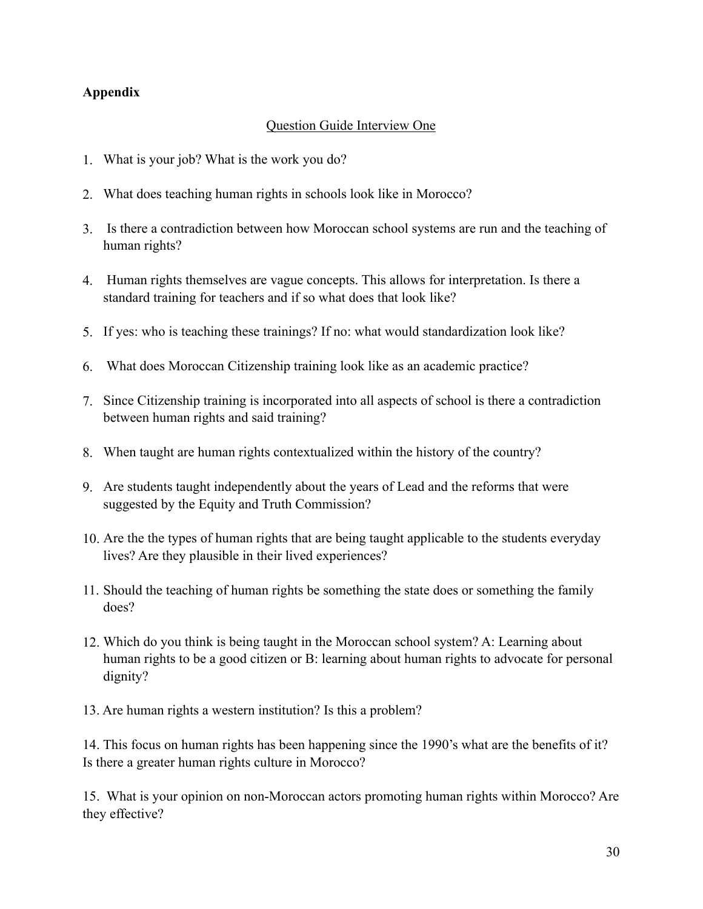**Appendix**

Question Guide Interview One

1. What is your job? What is the work you do?
2. What does teaching human rights in schools look like in Morocco?
3. Is there a contradiction between how Moroccan school systems are run and the teaching of human rights?
4. Human rights themselves are vague concepts. This allows for interpretation. Is there a standard training for teachers and if so what does that look like?
5. If yes: who is teaching these trainings? If no: what would standardization look like?
6. What does Moroccan Citizenship training look like as an academic practice?
7. Since Citizenship training is incorporated into all aspects of school is there a contradiction between human rights and said training?
8. When taught are human rights contextualized within the history of the country?
9. Are students taught independently about the years of Lead and the reforms that were suggested by the Equity and Truth Commission?
10. Are the the types of human rights that are being taught applicable to the students everyday lives? Are they plausible in their lived experiences?
11. Should the teaching of human rights be something the state does or something the family does?
12. Which do you think is being taught in the Moroccan school system? A: Learning about human rights to be a good citizen or B: learning about human rights to advocate for personal dignity?
13. Are human rights a western institution? Is this a problem?
14. This focus on human rights has been happening since the 1990's what are the benefits of it? Is there a greater human rights culture in Morocco?
15. What is your opinion on non-Moroccan actors promoting human rights within Morocco? Are they effective?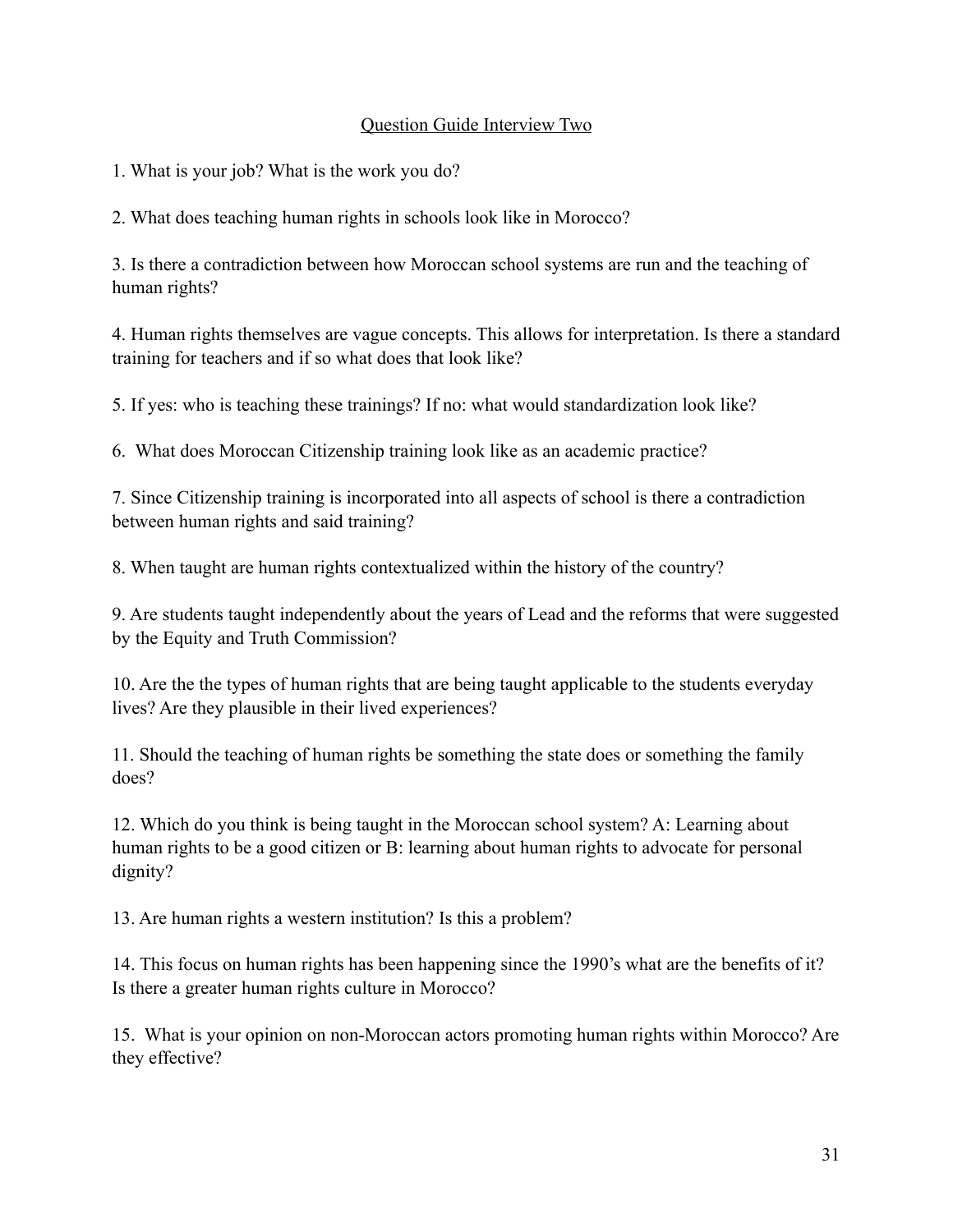## Question Guide Interview Two

1. What is your job? What is the work you do?

2. What does teaching human rights in schools look like in Morocco?

3. Is there a contradiction between how Moroccan school systems are run and the teaching of human rights?

4. Human rights themselves are vague concepts. This allows for interpretation. Is there a standard training for teachers and if so what does that look like?

5. If yes: who is teaching these trainings? If no: what would standardization look like?

6. What does Moroccan Citizenship training look like as an academic practice?

7. Since Citizenship training is incorporated into all aspects of school is there a contradiction between human rights and said training?

8. When taught are human rights contextualized within the history of the country?

9. Are students taught independently about the years of Lead and the reforms that were suggested by the Equity and Truth Commission?

10. Are the the types of human rights that are being taught applicable to the students everyday lives? Are they plausible in their lived experiences?

11. Should the teaching of human rights be something the state does or something the family does?

12. Which do you think is being taught in the Moroccan school system? A: Learning about human rights to be a good citizen or B: learning about human rights to advocate for personal dignity?

13. Are human rights a western institution? Is this a problem?

14. This focus on human rights has been happening since the 1990's what are the benefits of it? Is there a greater human rights culture in Morocco?

15. What is your opinion on non-Moroccan actors promoting human rights within Morocco? Are they effective?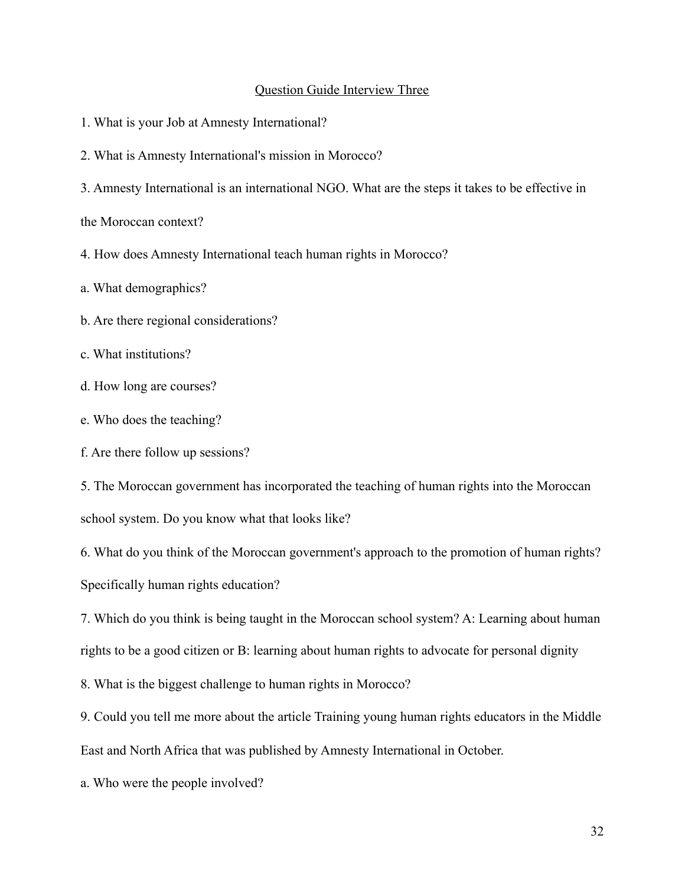Question Guide Interview Three

1. What is your Job at Amnesty International?

2. What is Amnesty International's mission in Morocco?

3. Amnesty International is an international NGO. What are the steps it takes to be effective in the Moroccan context?

4. How does Amnesty International teach human rights in Morocco?

a. What demographics?

b. Are there regional considerations?

c. What institutions?

d. How long are courses?

e. Who does the teaching?

f. Are there follow up sessions?

5. The Moroccan government has incorporated the teaching of human rights into the Moroccan school system. Do you know what that looks like?

6. What do you think of the Moroccan government's approach to the promotion of human rights? Specifically human rights education?

7. Which do you think is being taught in the Moroccan school system? A: Learning about human rights to be a good citizen or B: learning about human rights to advocate for personal dignity

8. What is the biggest challenge to human rights in Morocco?

9. Could you tell me more about the article Training young human rights educators in the Middle East and North Africa that was published by Amnesty International in October.

a. Who were the people involved?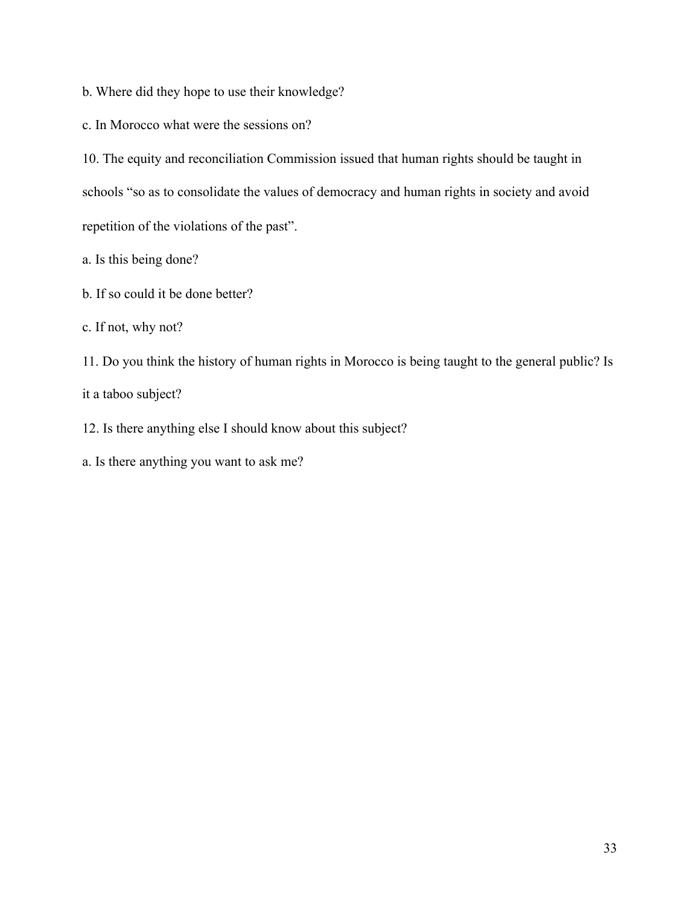b. Where did they hope to use their knowledge?

c. In Morocco what were the sessions on?

10. The equity and reconciliation Commission issued that human rights should be taught in schools "so as to consolidate the values of democracy and human rights in society and avoid repetition of the violations of the past".

a. Is this being done?

b. If so could it be done better?

c. If not, why not?

11. Do you think the history of human rights in Morocco is being taught to the general public? Is it a taboo subject?

12. Is there anything else I should know about this subject?

a. Is there anything you want to ask me?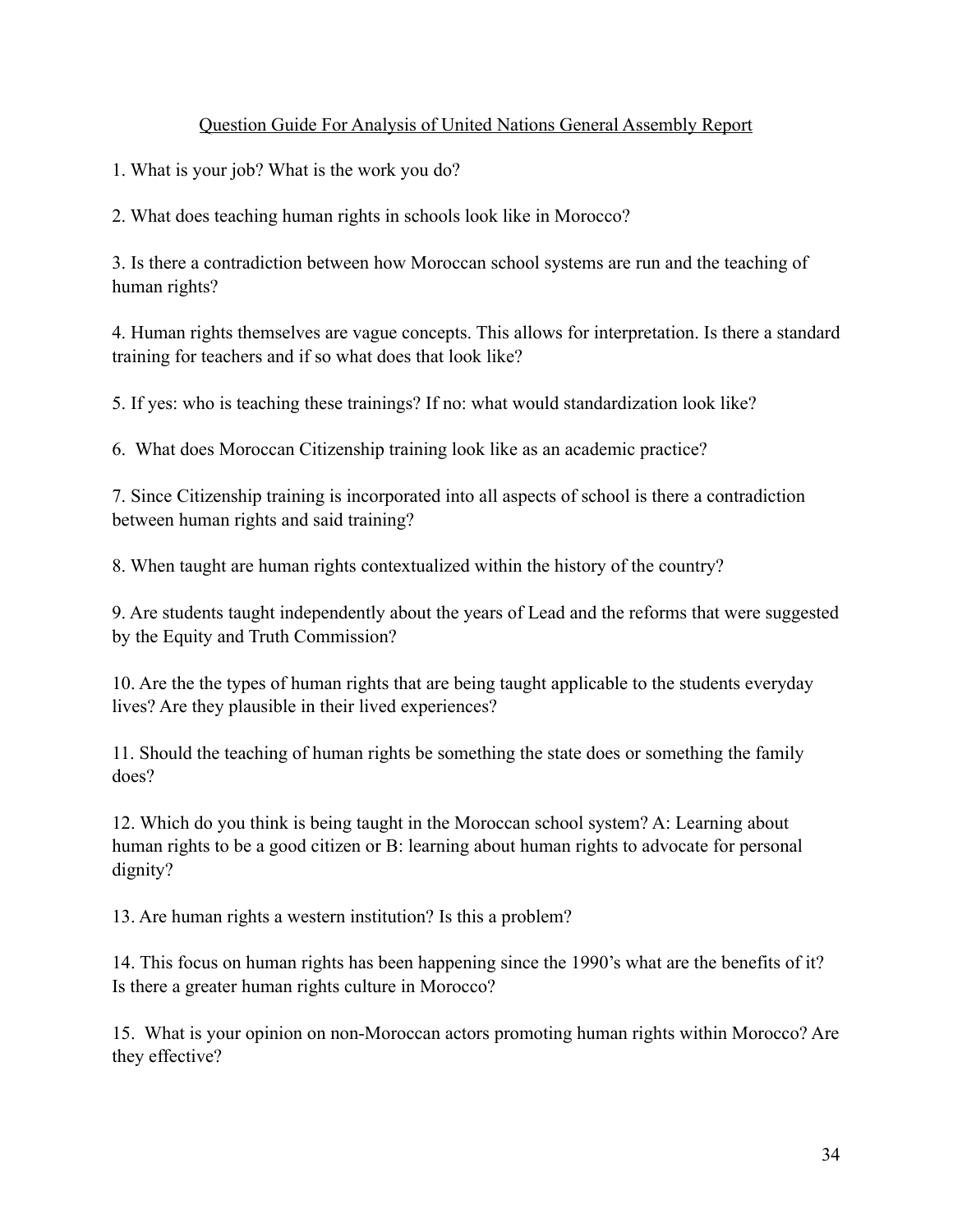## Question Guide For Analysis of United Nations General Assembly Report

1. What is your job? What is the work you do?

2. What does teaching human rights in schools look like in Morocco?

3. Is there a contradiction between how Moroccan school systems are run and the teaching of human rights?

4. Human rights themselves are vague concepts. This allows for interpretation. Is there a standard training for teachers and if so what does that look like?

5. If yes: who is teaching these trainings? If no: what would standardization look like?

6. What does Moroccan Citizenship training look like as an academic practice?

7. Since Citizenship training is incorporated into all aspects of school is there a contradiction between human rights and said training?

8. When taught are human rights contextualized within the history of the country?

9. Are students taught independently about the years of Lead and the reforms that were suggested by the Equity and Truth Commission?

10. Are the the types of human rights that are being taught applicable to the students everyday lives? Are they plausible in their lived experiences?

11. Should the teaching of human rights be something the state does or something the family does?

12. Which do you think is being taught in the Moroccan school system? A: Learning about human rights to be a good citizen or B: learning about human rights to advocate for personal dignity?

13. Are human rights a western institution? Is this a problem?

14. This focus on human rights has been happening since the 1990's what are the benefits of it? Is there a greater human rights culture in Morocco?

15. What is your opinion on non-Moroccan actors promoting human rights within Morocco? Are they effective?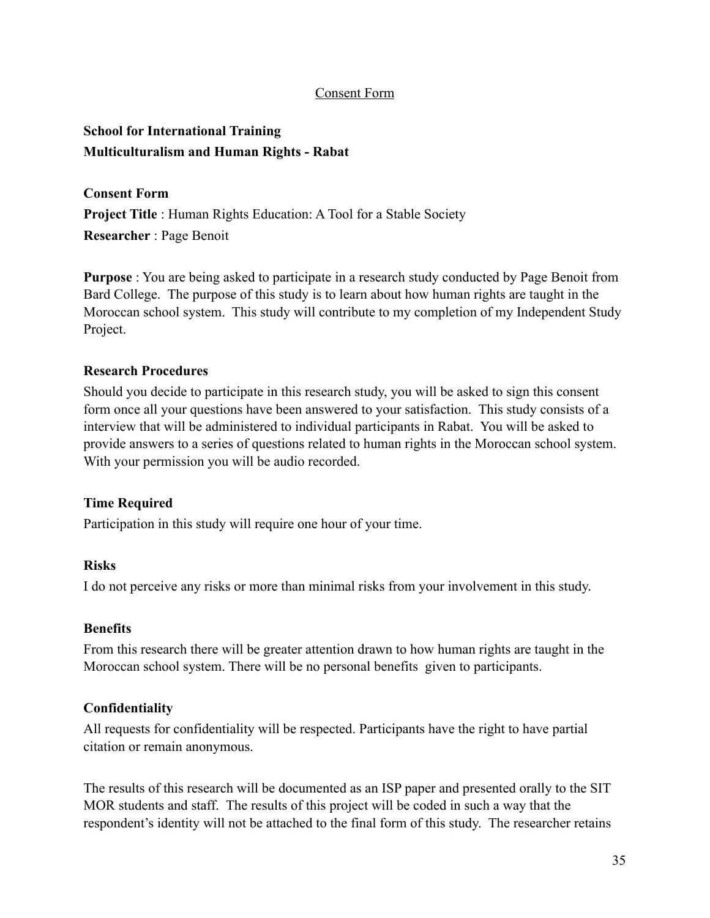<u>Consent Form</u>

**School for International Training**
**Multiculturalism and Human Rights - Rabat**

**Consent Form**
**Project Title** : Human Rights Education: A Tool for a Stable Society
**Researcher** : Page Benoit

**Purpose** : You are being asked to participate in a research study conducted by Page Benoit from Bard College. The purpose of this study is to learn about how human rights are taught in the Moroccan school system. This study will contribute to my completion of my Independent Study Project.

**Research Procedures**

Should you decide to participate in this research study, you will be asked to sign this consent form once all your questions have been answered to your satisfaction. This study consists of a interview that will be administered to individual participants in Rabat. You will be asked to provide answers to a series of questions related to human rights in the Moroccan school system. With your permission you will be audio recorded.

**Time Required**

Participation in this study will require one hour of your time.

**Risks**

I do not perceive any risks or more than minimal risks from your involvement in this study.

**Benefits**

From this research there will be greater attention drawn to how human rights are taught in the Moroccan school system. There will be no personal benefits given to participants.

**Confidentiality**

All requests for confidentiality will be respected. Participants have the right to have partial citation or remain anonymous.

The results of this research will be documented as an ISP paper and presented orally to the SIT MOR students and staff. The results of this project will be coded in such a way that the respondent's identity will not be attached to the final form of this study. The researcher retains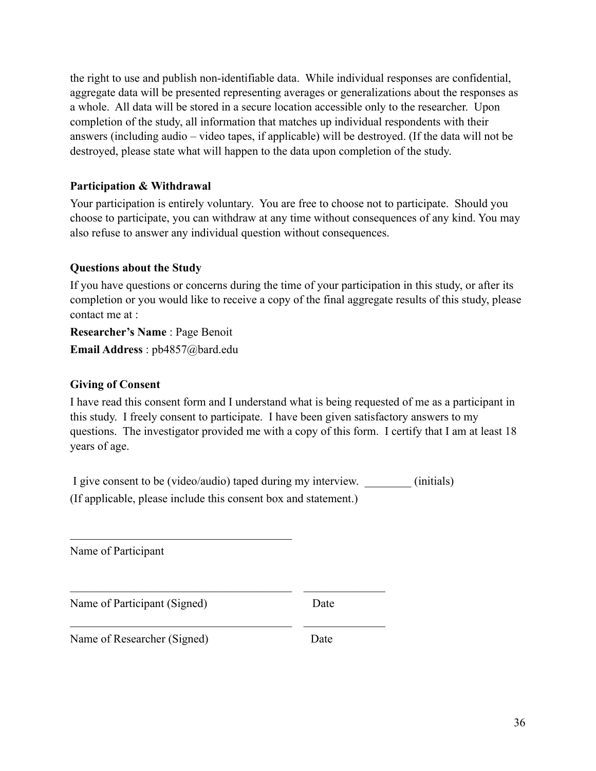the right to use and publish non-identifiable data. While individual responses are confidential, aggregate data will be presented representing averages or generalizations about the responses as a whole. All data will be stored in a secure location accessible only to the researcher. Upon completion of the study, all information that matches up individual respondents with their answers (including audio – video tapes, if applicable) will be destroyed. (If the data will not be destroyed, please state what will happen to the data upon completion of the study.

**Participation & Withdrawal**

Your participation is entirely voluntary. You are free to choose not to participate. Should you choose to participate, you can withdraw at any time without consequences of any kind. You may also refuse to answer any individual question without consequences.

**Questions about the Study**

If you have questions or concerns during the time of your participation in this study, or after its completion or you would like to receive a copy of the final aggregate results of this study, please contact me at :

**Researcher's Name** : Page Benoit

**Email Address** : pb4857@bard.edu

**Giving of Consent**

I have read this consent form and I understand what is being requested of me as a participant in this study. I freely consent to participate. I have been given satisfactory answers to my questions. The investigator provided me with a copy of this form. I certify that I am at least 18 years of age.

I give consent to be (video/audio) taped during my interview. ________ (initials)
(If applicable, please include this consent box and statement.)

_______________________________________
Name of Participant

_______________________________________ ______________
Name of Participant (Signed) Date

_______________________________________ ______________
Name of Researcher (Signed) Date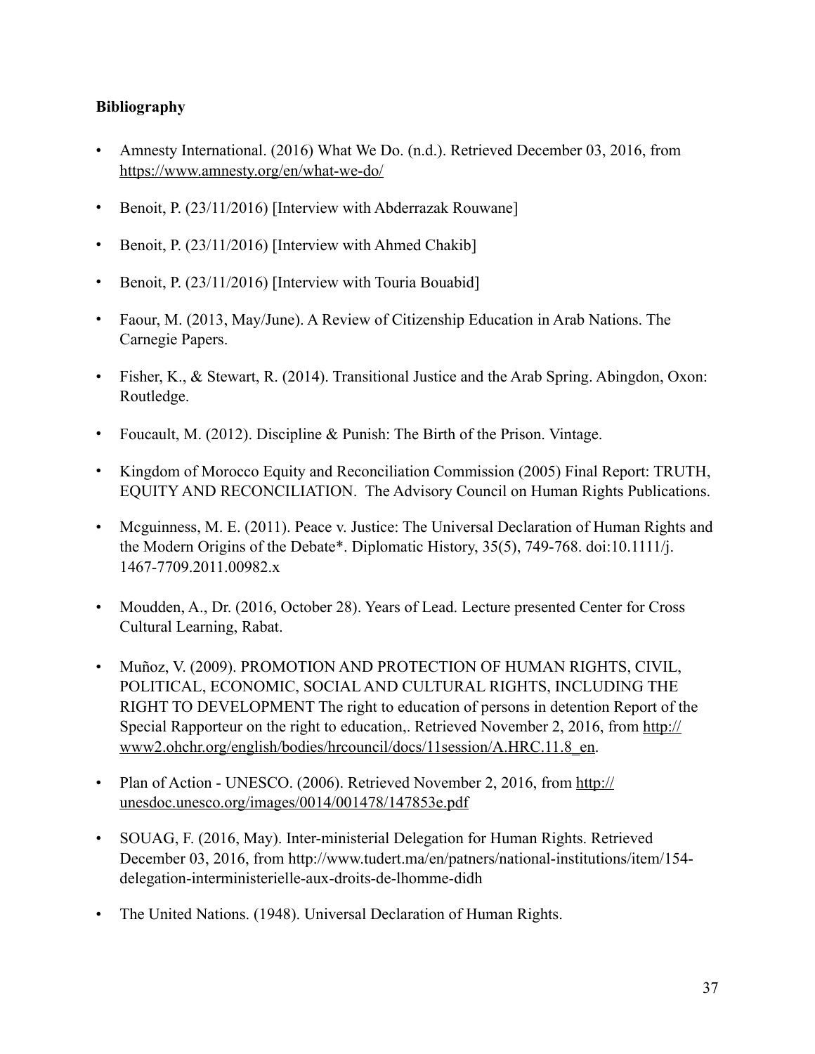**Bibliography**

- Amnesty International. (2016) What We Do. (n.d.). Retrieved December 03, 2016, from https://www.amnesty.org/en/what-we-do/
- Benoit, P. (23/11/2016) [Interview with Abderrazak Rouwane]
- Benoit, P. (23/11/2016) [Interview with Ahmed Chakib]
- Benoit, P. (23/11/2016) [Interview with Touria Bouabid]
- Faour, M. (2013, May/June). A Review of Citizenship Education in Arab Nations. The Carnegie Papers.
- Fisher, K., & Stewart, R. (2014). Transitional Justice and the Arab Spring. Abingdon, Oxon: Routledge.
- Foucault, M. (2012). Discipline & Punish: The Birth of the Prison. Vintage.
- Kingdom of Morocco Equity and Reconciliation Commission (2005) Final Report: TRUTH, EQUITY AND RECONCILIATION. The Advisory Council on Human Rights Publications.
- Mcguinness, M. E. (2011). Peace v. Justice: The Universal Declaration of Human Rights and the Modern Origins of the Debate*. Diplomatic History, 35(5), 749-768. doi:10.1111/j.1467-7709.2011.00982.x
- Moudden, A., Dr. (2016, October 28). Years of Lead. Lecture presented Center for Cross Cultural Learning, Rabat.
- Muñoz, V. (2009). PROMOTION AND PROTECTION OF HUMAN RIGHTS, CIVIL, POLITICAL, ECONOMIC, SOCIAL AND CULTURAL RIGHTS, INCLUDING THE RIGHT TO DEVELOPMENT The right to education of persons in detention Report of the Special Rapporteur on the right to education,. Retrieved November 2, 2016, from http://www2.ohchr.org/english/bodies/hrcouncil/docs/11session/A.HRC.11.8_en.
- Plan of Action - UNESCO. (2006). Retrieved November 2, 2016, from http://unesdoc.unesco.org/images/0014/001478/147853e.pdf
- SOUAG, F. (2016, May). Inter-ministerial Delegation for Human Rights. Retrieved December 03, 2016, from http://www.tudert.ma/en/patners/national-institutions/item/154-delegation-interministerielle-aux-droits-de-lhomme-didh
- The United Nations. (1948). Universal Declaration of Human Rights.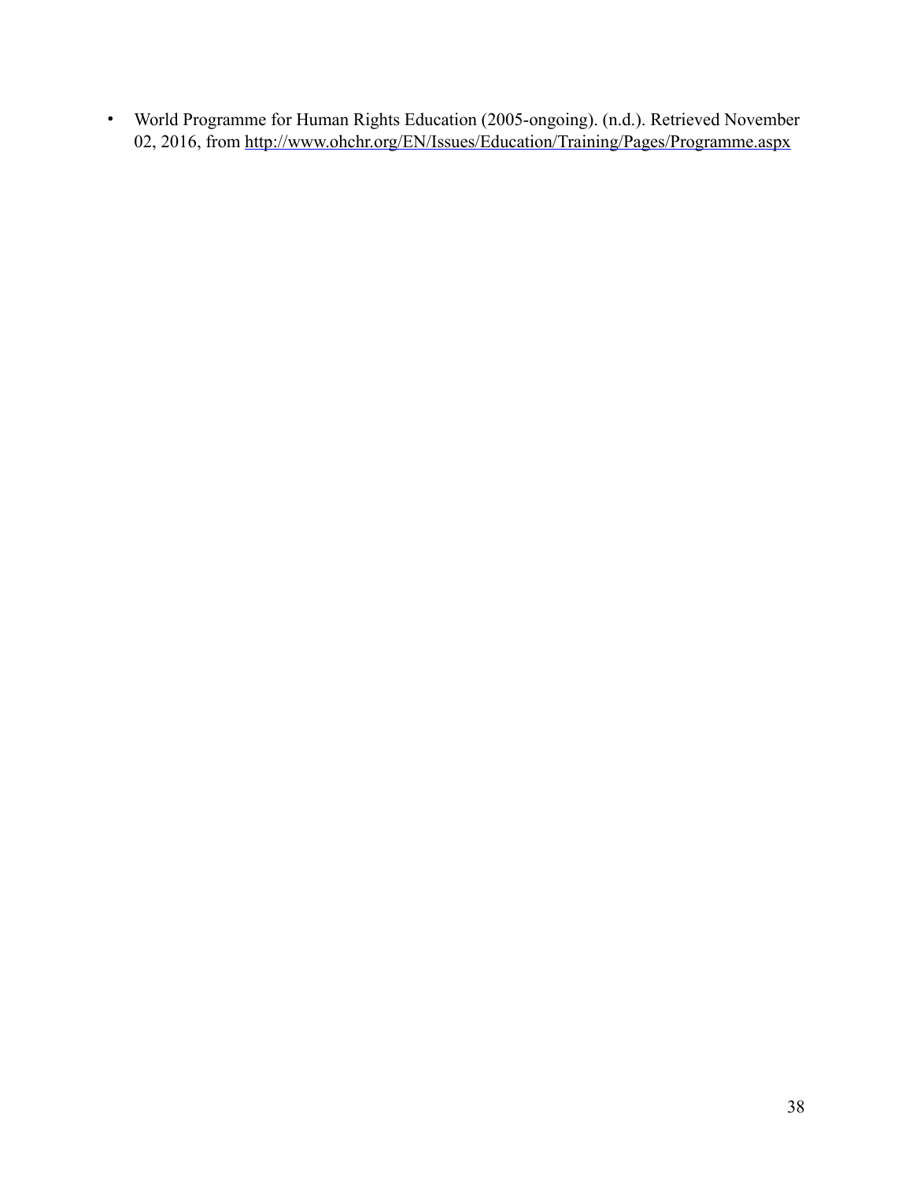- World Programme for Human Rights Education (2005-ongoing). (n.d.). Retrieved November 02, 2016, from http://www.ohchr.org/EN/Issues/Education/Training/Pages/Programme.aspx